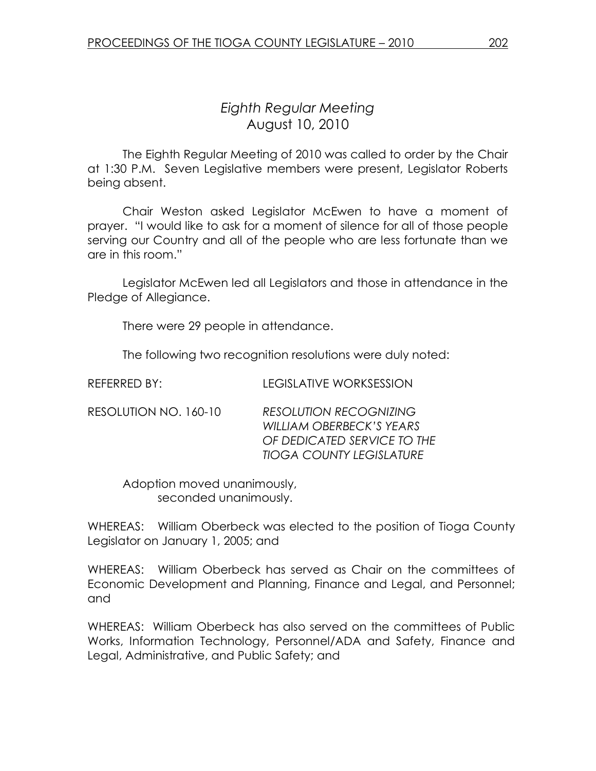# *Eighth Regular Meeting*
## August 10, 2010

The Eighth Regular Meeting of 2010 was called to order by the Chair at 1:30 P.M. Seven Legislative members were present, Legislator Roberts being absent.

Chair Weston asked Legislator McEwen to have a moment of prayer. "I would like to ask for a moment of silence for all of those people serving our Country and all of the people who are less fortunate than we are in this room."

Legislator McEwen led all Legislators and those in attendance in the Pledge of Allegiance.

There were 29 people in attendance.

The following two recognition resolutions were duly noted:

REFERRED BY: LEGISLATIVE WORKSESSION

RESOLUTION NO. 160-10 *RESOLUTION RECOGNIZING WILLIAM OBERBECK'S YEARS OF DEDICATED SERVICE TO THE TIOGA COUNTY LEGISLATURE*

Adoption moved unanimously,
seconded unanimously.

WHEREAS: William Oberbeck was elected to the position of Tioga County Legislator on January 1, 2005; and

WHEREAS: William Oberbeck has served as Chair on the committees of Economic Development and Planning, Finance and Legal, and Personnel; and

WHEREAS: William Oberbeck has also served on the committees of Public Works, Information Technology, Personnel/ADA and Safety, Finance and Legal, Administrative, and Public Safety; and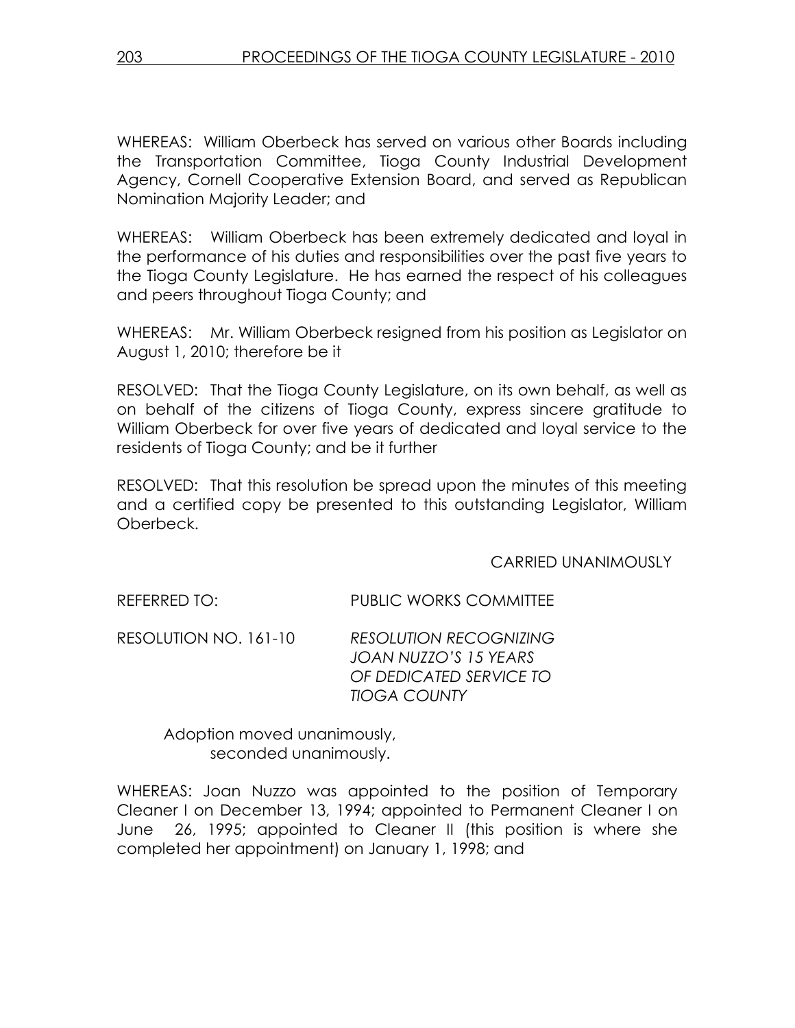WHEREAS: William Oberbeck has served on various other Boards including the Transportation Committee, Tioga County Industrial Development Agency, Cornell Cooperative Extension Board, and served as Republican Nomination Majority Leader; and

WHEREAS: William Oberbeck has been extremely dedicated and loyal in the performance of his duties and responsibilities over the past five years to the Tioga County Legislature. He has earned the respect of his colleagues and peers throughout Tioga County; and

WHEREAS: Mr. William Oberbeck resigned from his position as Legislator on August 1, 2010; therefore be it

RESOLVED: That the Tioga County Legislature, on its own behalf, as well as on behalf of the citizens of Tioga County, express sincere gratitude to William Oberbeck for over five years of dedicated and loyal service to the residents of Tioga County; and be it further

RESOLVED: That this resolution be spread upon the minutes of this meeting and a certified copy be presented to this outstanding Legislator, William Oberbeck.

CARRIED UNANIMOUSLY

REFERRED TO: PUBLIC WORKS COMMITTEE

RESOLUTION NO. 161-10 *RESOLUTION RECOGNIZING JOAN NUZZO'S 15 YEARS OF DEDICATED SERVICE TO TIOGA COUNTY*

Adoption moved unanimously,
seconded unanimously.

WHEREAS: Joan Nuzzo was appointed to the position of Temporary Cleaner I on December 13, 1994; appointed to Permanent Cleaner I on June 26, 1995; appointed to Cleaner II (this position is where she completed her appointment) on January 1, 1998; and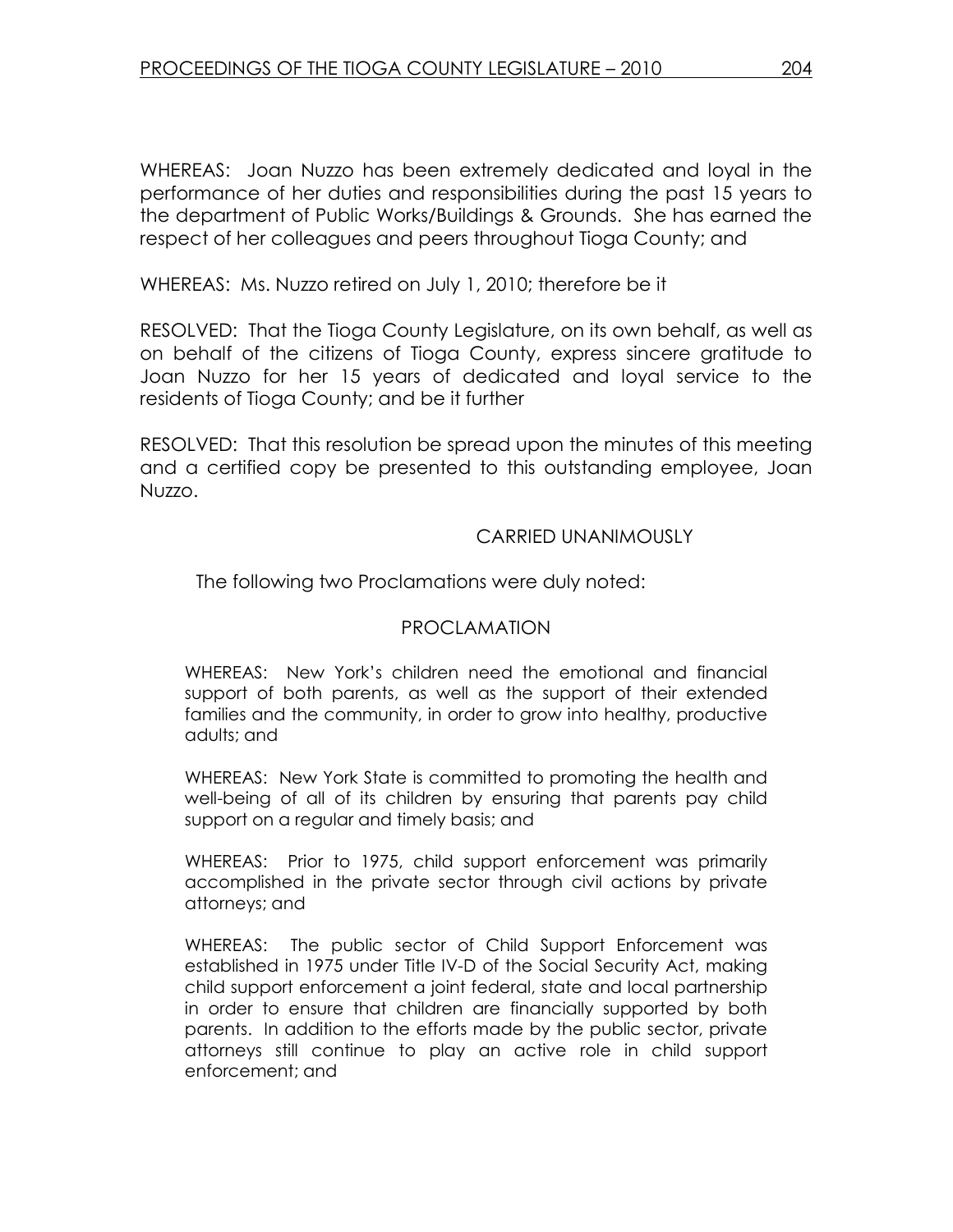WHEREAS: Joan Nuzzo has been extremely dedicated and loyal in the performance of her duties and responsibilities during the past 15 years to the department of Public Works/Buildings & Grounds. She has earned the respect of her colleagues and peers throughout Tioga County; and

WHEREAS: Ms. Nuzzo retired on July 1, 2010; therefore be it

RESOLVED: That the Tioga County Legislature, on its own behalf, as well as on behalf of the citizens of Tioga County, express sincere gratitude to Joan Nuzzo for her 15 years of dedicated and loyal service to the residents of Tioga County; and be it further

RESOLVED: That this resolution be spread upon the minutes of this meeting and a certified copy be presented to this outstanding employee, Joan Nuzzo.

CARRIED UNANIMOUSLY

The following two Proclamations were duly noted:

PROCLAMATION

WHEREAS: New York's children need the emotional and financial support of both parents, as well as the support of their extended families and the community, in order to grow into healthy, productive adults; and

WHEREAS: New York State is committed to promoting the health and well-being of all of its children by ensuring that parents pay child support on a regular and timely basis; and

WHEREAS: Prior to 1975, child support enforcement was primarily accomplished in the private sector through civil actions by private attorneys; and

WHEREAS: The public sector of Child Support Enforcement was established in 1975 under Title IV-D of the Social Security Act, making child support enforcement a joint federal, state and local partnership in order to ensure that children are financially supported by both parents. In addition to the efforts made by the public sector, private attorneys still continue to play an active role in child support enforcement; and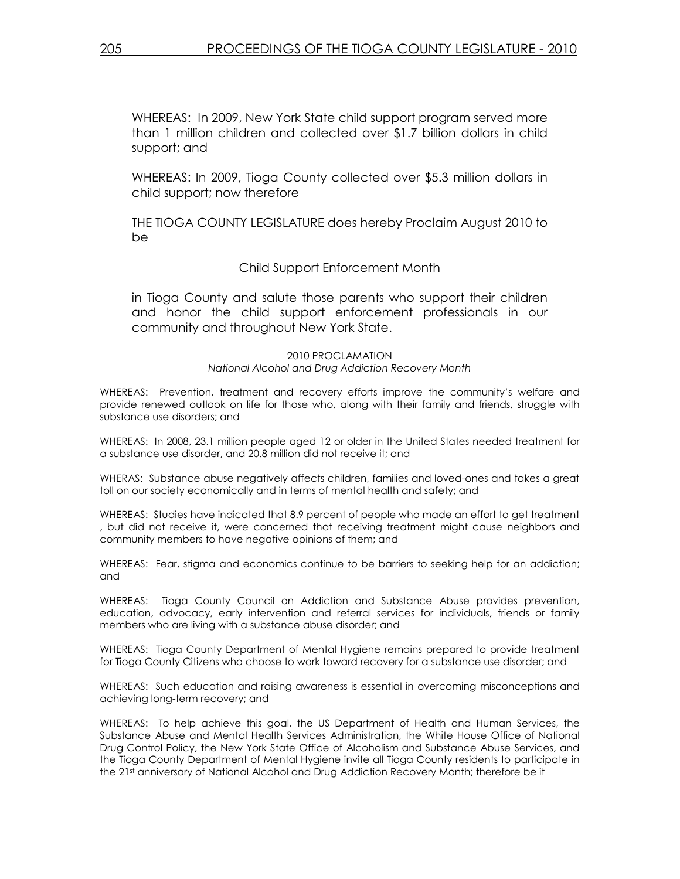WHEREAS: In 2009, New York State child support program served more than 1 million children and collected over $1.7 billion dollars in child support; and

WHEREAS: In 2009, Tioga County collected over $5.3 million dollars in child support; now therefore

THE TIOGA COUNTY LEGISLATURE does hereby Proclaim August 2010 to be

Child Support Enforcement Month

in Tioga County and salute those parents who support their children and honor the child support enforcement professionals in our community and throughout New York State.

2010 PROCLAMATION
*National Alcohol and Drug Addiction Recovery Month*

WHEREAS: Prevention, treatment and recovery efforts improve the community's welfare and provide renewed outlook on life for those who, along with their family and friends, struggle with substance use disorders; and

WHEREAS: In 2008, 23.1 million people aged 12 or older in the United States needed treatment for a substance use disorder, and 20.8 million did not receive it; and

WHERAS: Substance abuse negatively affects children, families and loved-ones and takes a great toll on our society economically and in terms of mental health and safety; and

WHEREAS: Studies have indicated that 8.9 percent of people who made an effort to get treatment , but did not receive it, were concerned that receiving treatment might cause neighbors and community members to have negative opinions of them; and

WHEREAS: Fear, stigma and economics continue to be barriers to seeking help for an addiction; and

WHEREAS: Tioga County Council on Addiction and Substance Abuse provides prevention, education, advocacy, early intervention and referral services for individuals, friends or family members who are living with a substance abuse disorder; and

WHEREAS: Tioga County Department of Mental Hygiene remains prepared to provide treatment for Tioga County Citizens who choose to work toward recovery for a substance use disorder; and

WHEREAS: Such education and raising awareness is essential in overcoming misconceptions and achieving long-term recovery; and

WHEREAS: To help achieve this goal, the US Department of Health and Human Services, the Substance Abuse and Mental Health Services Administration, the White House Office of National Drug Control Policy, the New York State Office of Alcoholism and Substance Abuse Services, and the Tioga County Department of Mental Hygiene invite all Tioga County residents to participate in the 21st anniversary of National Alcohol and Drug Addiction Recovery Month; therefore be it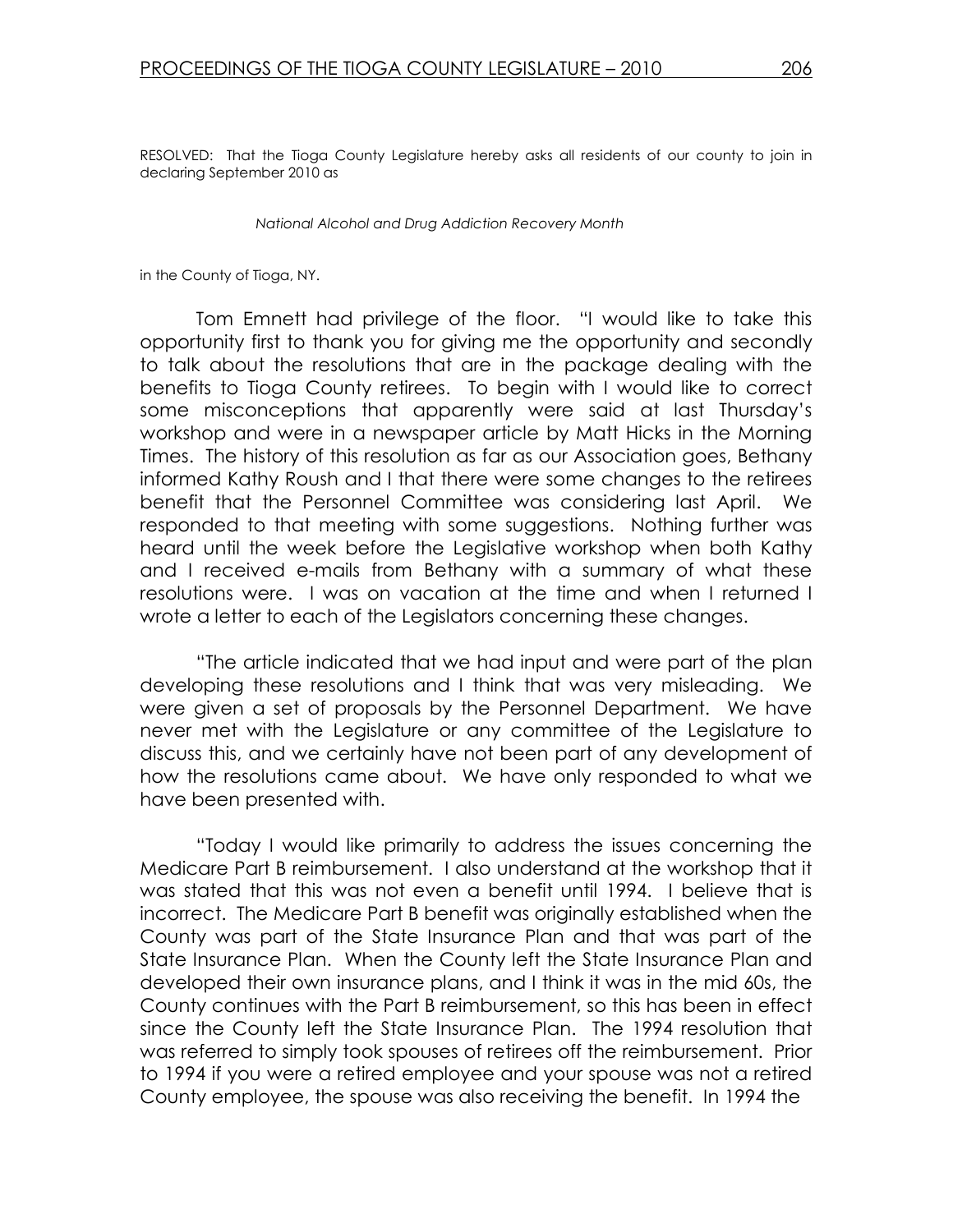RESOLVED: That the Tioga County Legislature hereby asks all residents of our county to join in declaring September 2010 as

*National Alcohol and Drug Addiction Recovery Month*

in the County of Tioga, NY.

Tom Emnett had privilege of the floor. "I would like to take this opportunity first to thank you for giving me the opportunity and secondly to talk about the resolutions that are in the package dealing with the benefits to Tioga County retirees. To begin with I would like to correct some misconceptions that apparently were said at last Thursday's workshop and were in a newspaper article by Matt Hicks in the Morning Times. The history of this resolution as far as our Association goes, Bethany informed Kathy Roush and I that there were some changes to the retirees benefit that the Personnel Committee was considering last April. We responded to that meeting with some suggestions. Nothing further was heard until the week before the Legislative workshop when both Kathy and I received e-mails from Bethany with a summary of what these resolutions were. I was on vacation at the time and when I returned I wrote a letter to each of the Legislators concerning these changes.

"The article indicated that we had input and were part of the plan developing these resolutions and I think that was very misleading. We were given a set of proposals by the Personnel Department. We have never met with the Legislature or any committee of the Legislature to discuss this, and we certainly have not been part of any development of how the resolutions came about. We have only responded to what we have been presented with.

"Today I would like primarily to address the issues concerning the Medicare Part B reimbursement. I also understand at the workshop that it was stated that this was not even a benefit until 1994. I believe that is incorrect. The Medicare Part B benefit was originally established when the County was part of the State Insurance Plan and that was part of the State Insurance Plan. When the County left the State Insurance Plan and developed their own insurance plans, and I think it was in the mid 60s, the County continues with the Part B reimbursement, so this has been in effect since the County left the State Insurance Plan. The 1994 resolution that was referred to simply took spouses of retirees off the reimbursement. Prior to 1994 if you were a retired employee and your spouse was not a retired County employee, the spouse was also receiving the benefit. In 1994 the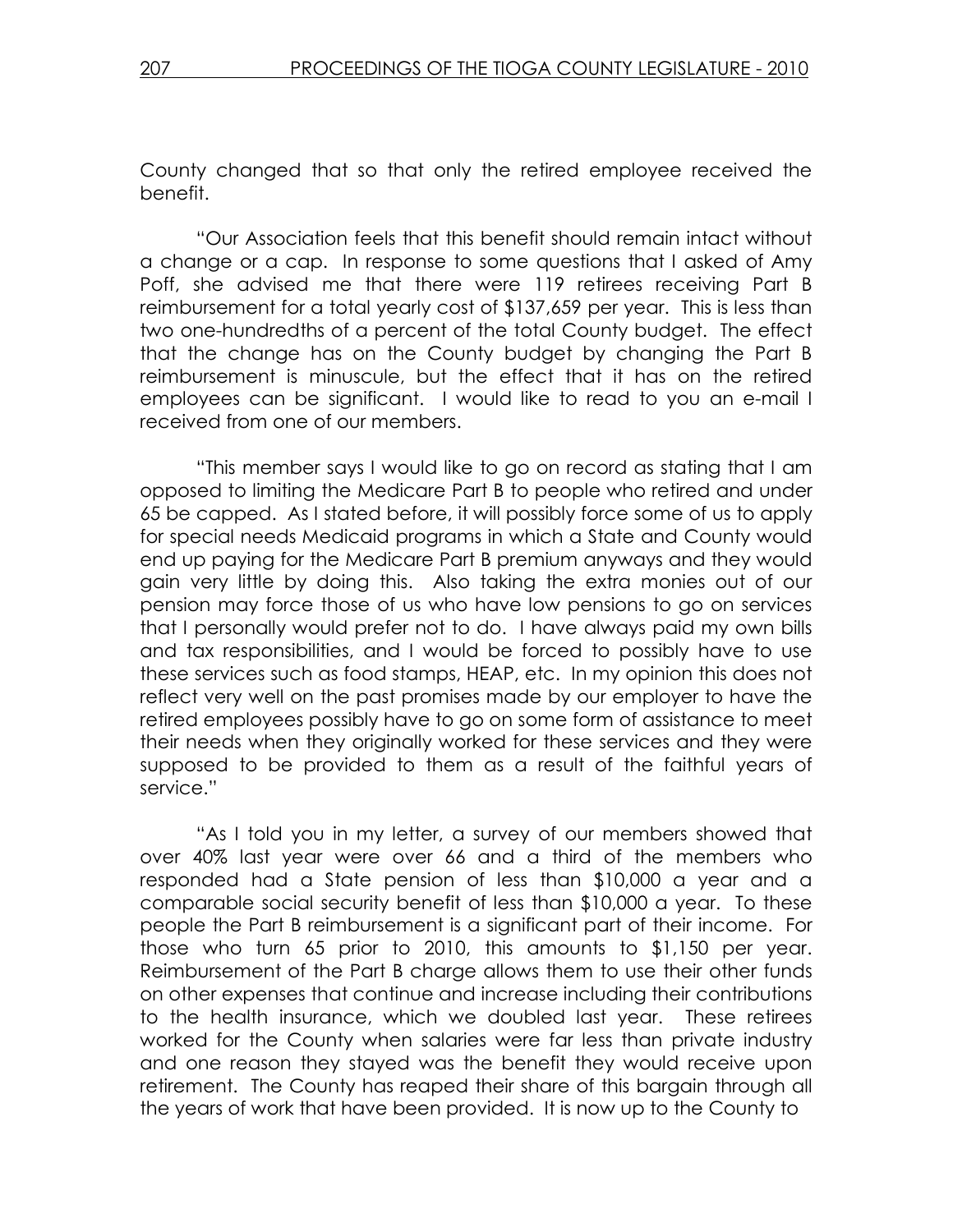County changed that so that only the retired employee received the benefit.

"Our Association feels that this benefit should remain intact without a change or a cap. In response to some questions that I asked of Amy Poff, she advised me that there were 119 retirees receiving Part B reimbursement for a total yearly cost of $137,659 per year. This is less than two one-hundredths of a percent of the total County budget. The effect that the change has on the County budget by changing the Part B reimbursement is minuscule, but the effect that it has on the retired employees can be significant. I would like to read to you an e-mail I received from one of our members.

"This member says I would like to go on record as stating that I am opposed to limiting the Medicare Part B to people who retired and under 65 be capped. As I stated before, it will possibly force some of us to apply for special needs Medicaid programs in which a State and County would end up paying for the Medicare Part B premium anyways and they would gain very little by doing this. Also taking the extra monies out of our pension may force those of us who have low pensions to go on services that I personally would prefer not to do. I have always paid my own bills and tax responsibilities, and I would be forced to possibly have to use these services such as food stamps, HEAP, etc. In my opinion this does not reflect very well on the past promises made by our employer to have the retired employees possibly have to go on some form of assistance to meet their needs when they originally worked for these services and they were supposed to be provided to them as a result of the faithful years of service."

"As I told you in my letter, a survey of our members showed that over 40% last year were over 66 and a third of the members who responded had a State pension of less than $10,000 a year and a comparable social security benefit of less than $10,000 a year. To these people the Part B reimbursement is a significant part of their income. For those who turn 65 prior to 2010, this amounts to $1,150 per year. Reimbursement of the Part B charge allows them to use their other funds on other expenses that continue and increase including their contributions to the health insurance, which we doubled last year. These retirees worked for the County when salaries were far less than private industry and one reason they stayed was the benefit they would receive upon retirement. The County has reaped their share of this bargain through all the years of work that have been provided. It is now up to the County to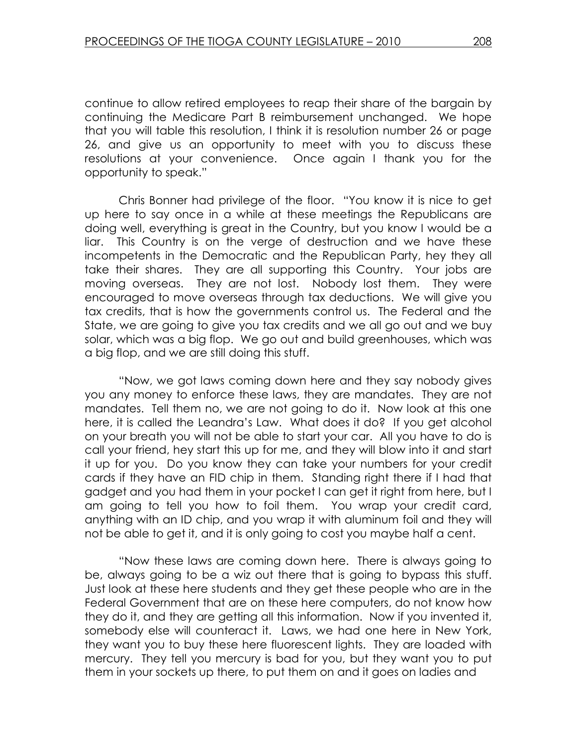continue to allow retired employees to reap their share of the bargain by continuing the Medicare Part B reimbursement unchanged. We hope that you will table this resolution, I think it is resolution number 26 or page 26, and give us an opportunity to meet with you to discuss these resolutions at your convenience. Once again I thank you for the opportunity to speak."

Chris Bonner had privilege of the floor. "You know it is nice to get up here to say once in a while at these meetings the Republicans are doing well, everything is great in the Country, but you know I would be a liar. This Country is on the verge of destruction and we have these incompetents in the Democratic and the Republican Party, hey they all take their shares. They are all supporting this Country. Your jobs are moving overseas. They are not lost. Nobody lost them. They were encouraged to move overseas through tax deductions. We will give you tax credits, that is how the governments control us. The Federal and the State, we are going to give you tax credits and we all go out and we buy solar, which was a big flop. We go out and build greenhouses, which was a big flop, and we are still doing this stuff.

"Now, we got laws coming down here and they say nobody gives you any money to enforce these laws, they are mandates. They are not mandates. Tell them no, we are not going to do it. Now look at this one here, it is called the Leandra's Law. What does it do? If you get alcohol on your breath you will not be able to start your car. All you have to do is call your friend, hey start this up for me, and they will blow into it and start it up for you. Do you know they can take your numbers for your credit cards if they have an FID chip in them. Standing right there if I had that gadget and you had them in your pocket I can get it right from here, but I am going to tell you how to foil them. You wrap your credit card, anything with an ID chip, and you wrap it with aluminum foil and they will not be able to get it, and it is only going to cost you maybe half a cent.

"Now these laws are coming down here. There is always going to be, always going to be a wiz out there that is going to bypass this stuff. Just look at these here students and they get these people who are in the Federal Government that are on these here computers, do not know how they do it, and they are getting all this information. Now if you invented it, somebody else will counteract it. Laws, we had one here in New York, they want you to buy these here fluorescent lights. They are loaded with mercury. They tell you mercury is bad for you, but they want you to put them in your sockets up there, to put them on and it goes on ladies and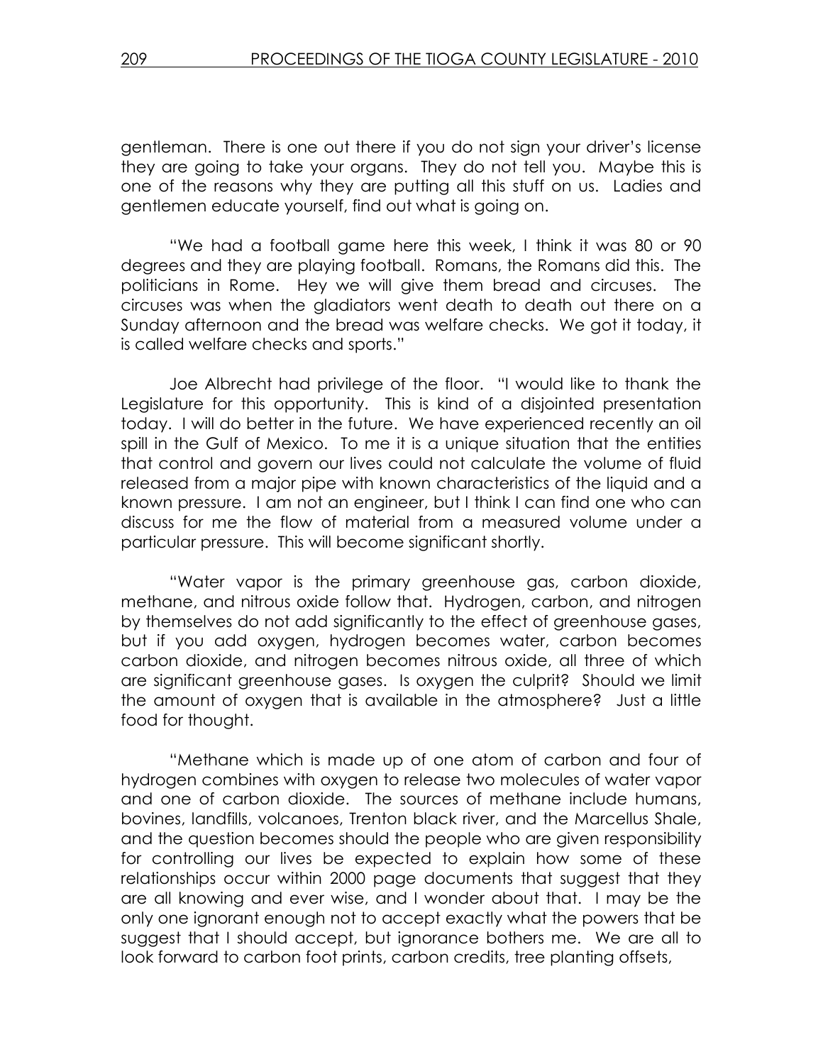gentleman. There is one out there if you do not sign your driver's license they are going to take your organs. They do not tell you. Maybe this is one of the reasons why they are putting all this stuff on us. Ladies and gentlemen educate yourself, find out what is going on.

"We had a football game here this week, I think it was 80 or 90 degrees and they are playing football. Romans, the Romans did this. The politicians in Rome. Hey we will give them bread and circuses. The circuses was when the gladiators went death to death out there on a Sunday afternoon and the bread was welfare checks. We got it today, it is called welfare checks and sports."

Joe Albrecht had privilege of the floor. "I would like to thank the Legislature for this opportunity. This is kind of a disjointed presentation today. I will do better in the future. We have experienced recently an oil spill in the Gulf of Mexico. To me it is a unique situation that the entities that control and govern our lives could not calculate the volume of fluid released from a major pipe with known characteristics of the liquid and a known pressure. I am not an engineer, but I think I can find one who can discuss for me the flow of material from a measured volume under a particular pressure. This will become significant shortly.

"Water vapor is the primary greenhouse gas, carbon dioxide, methane, and nitrous oxide follow that. Hydrogen, carbon, and nitrogen by themselves do not add significantly to the effect of greenhouse gases, but if you add oxygen, hydrogen becomes water, carbon becomes carbon dioxide, and nitrogen becomes nitrous oxide, all three of which are significant greenhouse gases. Is oxygen the culprit? Should we limit the amount of oxygen that is available in the atmosphere? Just a little food for thought.

"Methane which is made up of one atom of carbon and four of hydrogen combines with oxygen to release two molecules of water vapor and one of carbon dioxide. The sources of methane include humans, bovines, landfills, volcanoes, Trenton black river, and the Marcellus Shale, and the question becomes should the people who are given responsibility for controlling our lives be expected to explain how some of these relationships occur within 2000 page documents that suggest that they are all knowing and ever wise, and I wonder about that. I may be the only one ignorant enough not to accept exactly what the powers that be suggest that I should accept, but ignorance bothers me. We are all to look forward to carbon foot prints, carbon credits, tree planting offsets,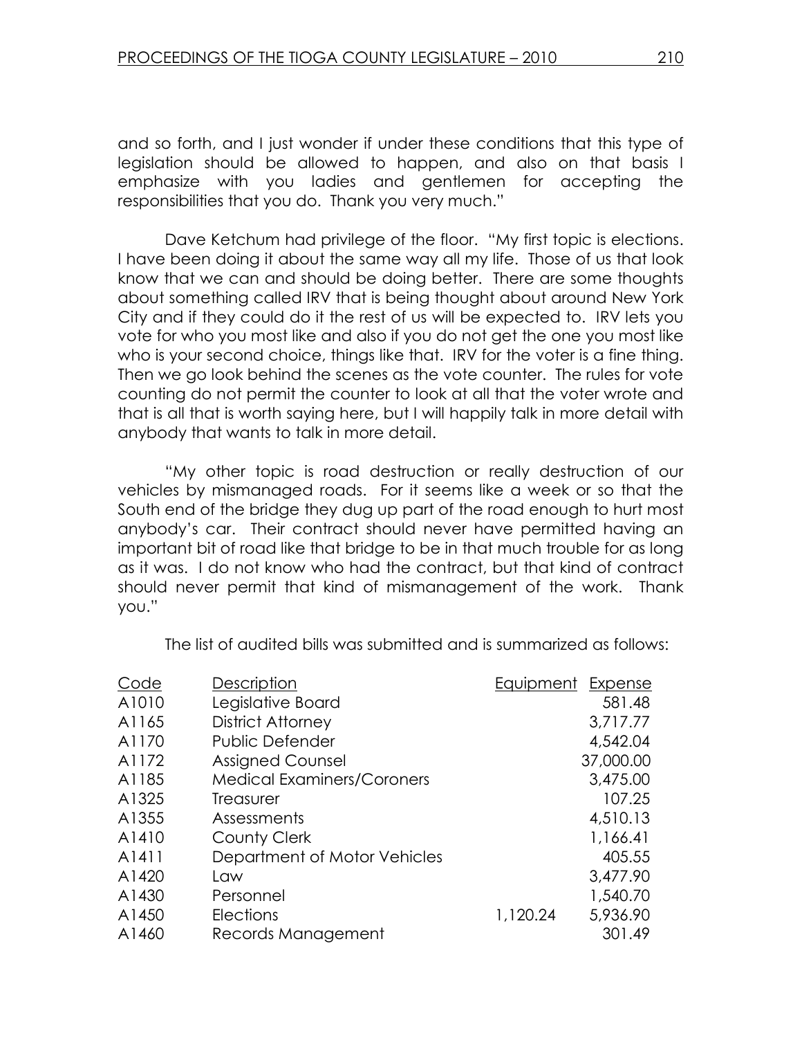and so forth, and I just wonder if under these conditions that this type of legislation should be allowed to happen, and also on that basis I emphasize with you ladies and gentlemen for accepting the responsibilities that you do. Thank you very much."

Dave Ketchum had privilege of the floor. "My first topic is elections. I have been doing it about the same way all my life. Those of us that look know that we can and should be doing better. There are some thoughts about something called IRV that is being thought about around New York City and if they could do it the rest of us will be expected to. IRV lets you vote for who you most like and also if you do not get the one you most like who is your second choice, things like that. IRV for the voter is a fine thing. Then we go look behind the scenes as the vote counter. The rules for vote counting do not permit the counter to look at all that the voter wrote and that is all that is worth saying here, but I will happily talk in more detail with anybody that wants to talk in more detail.

"My other topic is road destruction or really destruction of our vehicles by mismanaged roads. For it seems like a week or so that the South end of the bridge they dug up part of the road enough to hurt most anybody's car. Their contract should never have permitted having an important bit of road like that bridge to be in that much trouble for as long as it was. I do not know who had the contract, but that kind of contract should never permit that kind of mismanagement of the work. Thank you."

The list of audited bills was submitted and is summarized as follows:

| Code | Description | Equipment | Expense |
|---|---|---|---|
| A1010 | Legislative Board | | 581.48 |
| A1165 | District Attorney | | 3,717.77 |
| A1170 | Public Defender | | 4,542.04 |
| A1172 | Assigned Counsel | | 37,000.00 |
| A1185 | Medical Examiners/Coroners | | 3,475.00 |
| A1325 | Treasurer | | 107.25 |
| A1355 | Assessments | | 4,510.13 |
| A1410 | County Clerk | | 1,166.41 |
| A1411 | Department of Motor Vehicles | | 405.55 |
| A1420 | Law | | 3,477.90 |
| A1430 | Personnel | | 1,540.70 |
| A1450 | Elections | 1,120.24 | 5,936.90 |
| A1460 | Records Management | | 301.49 |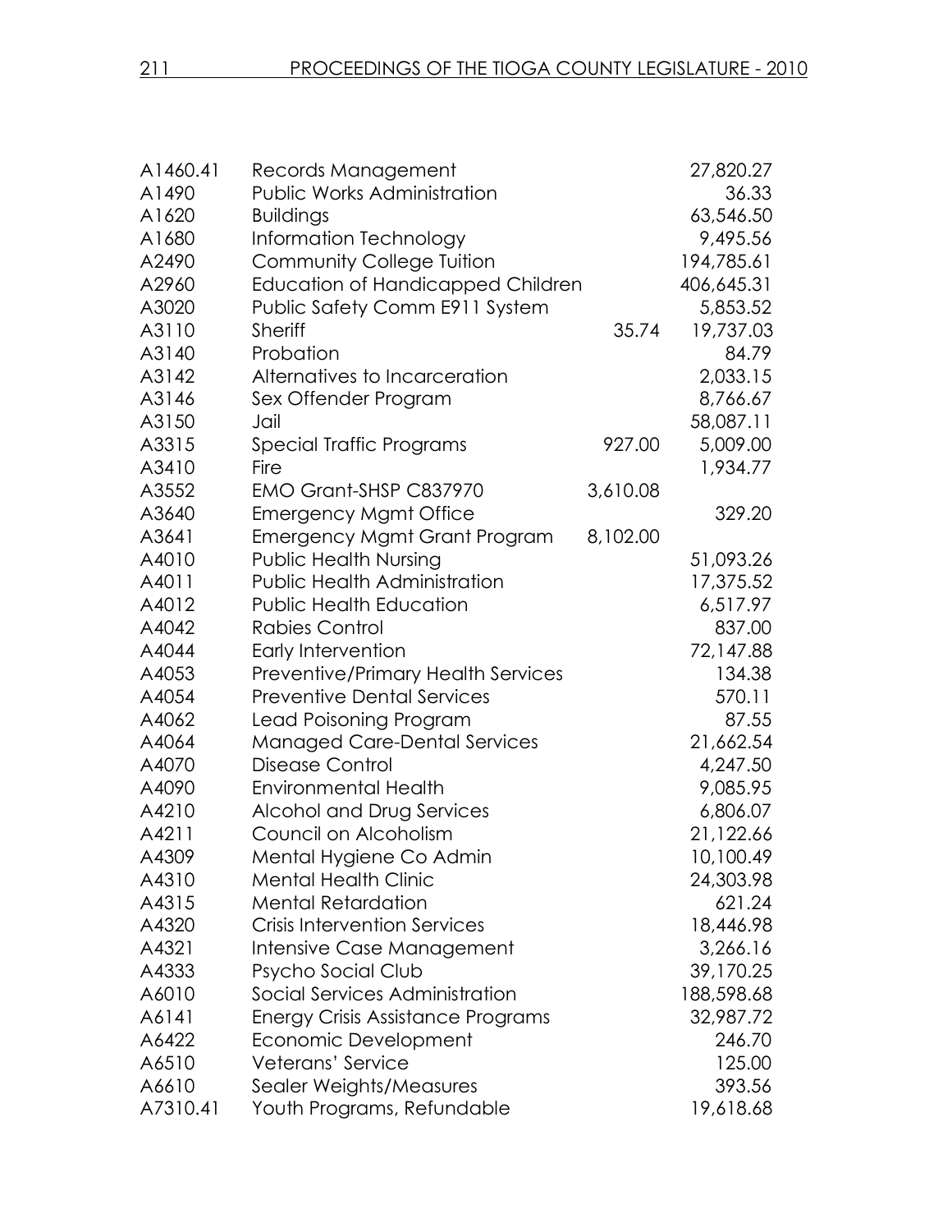| | | | |
|---|---|---|---|
| A1460.41 | Records Management | | 27,820.27 |
| A1490 | Public Works Administration | | 36.33 |
| A1620 | Buildings | | 63,546.50 |
| A1680 | Information Technology | | 9,495.56 |
| A2490 | Community College Tuition | | 194,785.61 |
| A2960 | Education of Handicapped Children | | 406,645.31 |
| A3020 | Public Safety Comm E911 System | | 5,853.52 |
| A3110 | Sheriff | 35.74 | 19,737.03 |
| A3140 | Probation | | 84.79 |
| A3142 | Alternatives to Incarceration | | 2,033.15 |
| A3146 | Sex Offender Program | | 8,766.67 |
| A3150 | Jail | | 58,087.11 |
| A3315 | Special Traffic Programs | 927.00 | 5,009.00 |
| A3410 | Fire | | 1,934.77 |
| A3552 | EMO Grant-SHSP C837970 | 3,610.08 | |
| A3640 | Emergency Mgmt Office | | 329.20 |
| A3641 | Emergency Mgmt Grant Program | 8,102.00 | |
| A4010 | Public Health Nursing | | 51,093.26 |
| A4011 | Public Health Administration | | 17,375.52 |
| A4012 | Public Health Education | | 6,517.97 |
| A4042 | Rabies Control | | 837.00 |
| A4044 | Early Intervention | | 72,147.88 |
| A4053 | Preventive/Primary Health Services | | 134.38 |
| A4054 | Preventive Dental Services | | 570.11 |
| A4062 | Lead Poisoning Program | | 87.55 |
| A4064 | Managed Care-Dental Services | | 21,662.54 |
| A4070 | Disease Control | | 4,247.50 |
| A4090 | Environmental Health | | 9,085.95 |
| A4210 | Alcohol and Drug Services | | 6,806.07 |
| A4211 | Council on Alcoholism | | 21,122.66 |
| A4309 | Mental Hygiene Co Admin | | 10,100.49 |
| A4310 | Mental Health Clinic | | 24,303.98 |
| A4315 | Mental Retardation | | 621.24 |
| A4320 | Crisis Intervention Services | | 18,446.98 |
| A4321 | Intensive Case Management | | 3,266.16 |
| A4333 | Psycho Social Club | | 39,170.25 |
| A6010 | Social Services Administration | | 188,598.68 |
| A6141 | Energy Crisis Assistance Programs | | 32,987.72 |
| A6422 | Economic Development | | 246.70 |
| A6510 | Veterans' Service | | 125.00 |
| A6610 | Sealer Weights/Measures | | 393.56 |
| A7310.41 | Youth Programs, Refundable | | 19,618.68 |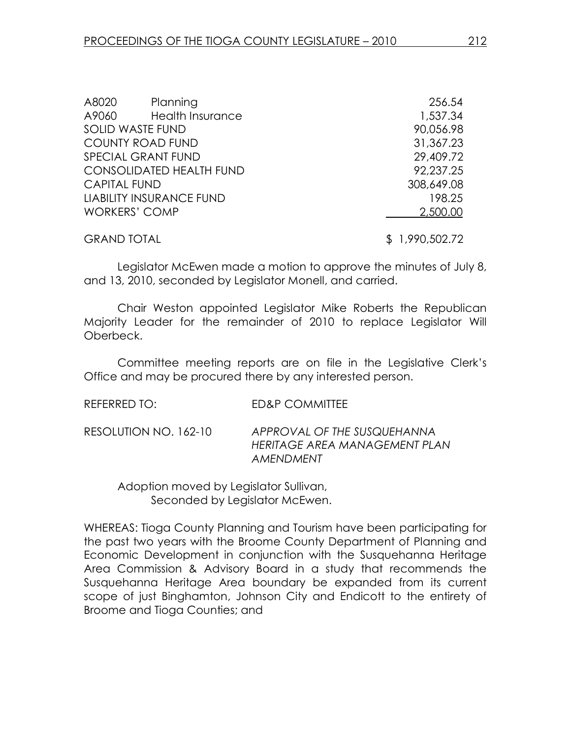| | | |
|---|---|---|
| A8020 | Planning | 256.54 |
| A9060 | Health Insurance | 1,537.34 |
| SOLID WASTE FUND | | 90,056.98 |
| COUNTY ROAD FUND | | 31,367.23 |
| SPECIAL GRANT FUND | | 29,409.72 |
| CONSOLIDATED HEALTH FUND | | 92,237.25 |
| CAPITAL FUND | | 308,649.08 |
| LIABILITY INSURANCE FUND | | 198.25 |
| WORKERS' COMP | | 2,500.00 |
| GRAND TOTAL | | $ 1,990,502.72 |

Legislator McEwen made a motion to approve the minutes of July 8, and 13, 2010, seconded by Legislator Monell, and carried.

Chair Weston appointed Legislator Mike Roberts the Republican Majority Leader for the remainder of 2010 to replace Legislator Will Oberbeck.

Committee meeting reports are on file in the Legislative Clerk's Office and may be procured there by any interested person.

REFERRED TO: ED&P COMMITTEE

RESOLUTION NO. 162-10 *APPROVAL OF THE SUSQUEHANNA HERITAGE AREA MANAGEMENT PLAN AMENDMENT*

Adoption moved by Legislator Sullivan,
Seconded by Legislator McEwen.

WHEREAS: Tioga County Planning and Tourism have been participating for the past two years with the Broome County Department of Planning and Economic Development in conjunction with the Susquehanna Heritage Area Commission & Advisory Board in a study that recommends the Susquehanna Heritage Area boundary be expanded from its current scope of just Binghamton, Johnson City and Endicott to the entirety of Broome and Tioga Counties; and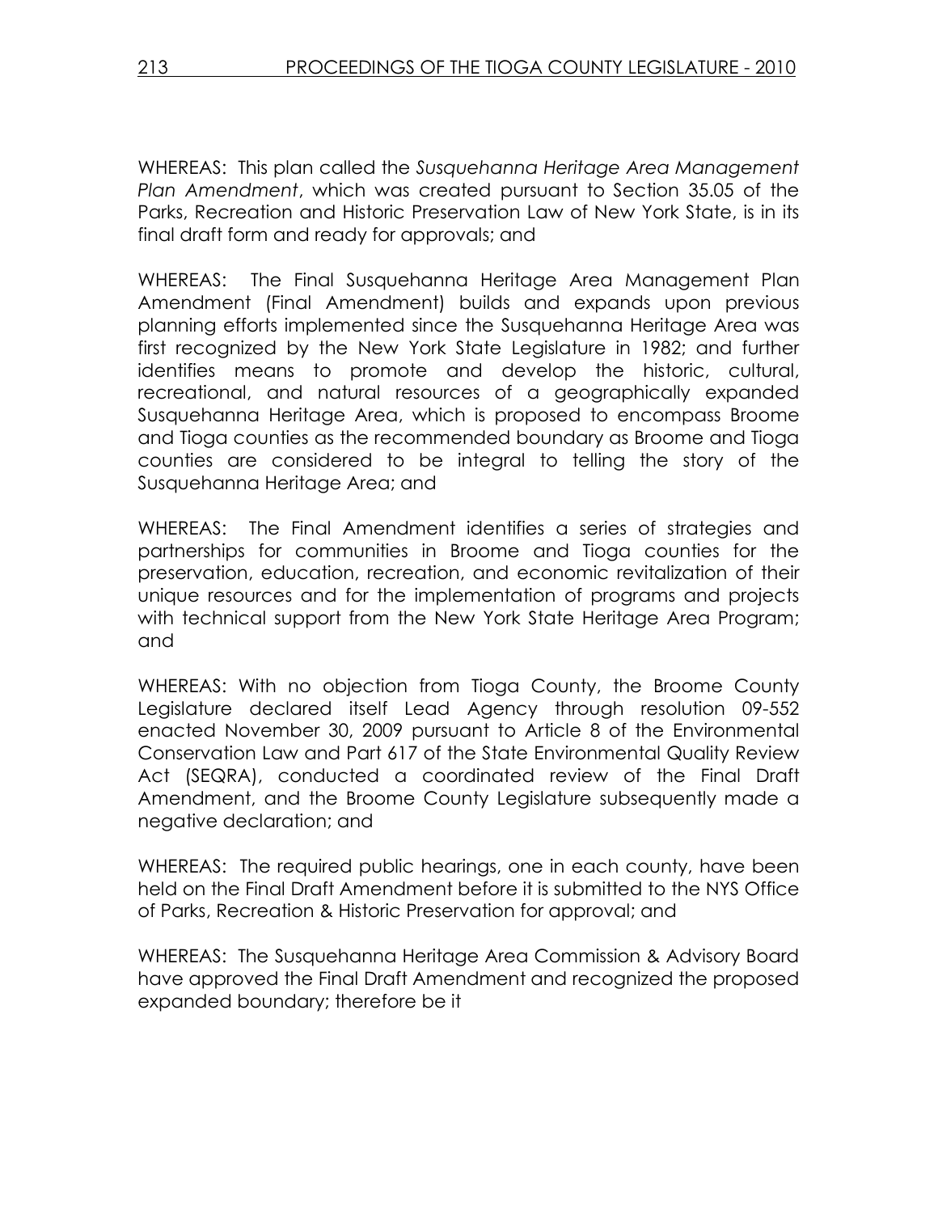WHEREAS: This plan called the *Susquehanna Heritage Area Management Plan Amendment*, which was created pursuant to Section 35.05 of the Parks, Recreation and Historic Preservation Law of New York State, is in its final draft form and ready for approvals; and

WHEREAS: The Final Susquehanna Heritage Area Management Plan Amendment (Final Amendment) builds and expands upon previous planning efforts implemented since the Susquehanna Heritage Area was first recognized by the New York State Legislature in 1982; and further identifies means to promote and develop the historic, cultural, recreational, and natural resources of a geographically expanded Susquehanna Heritage Area, which is proposed to encompass Broome and Tioga counties as the recommended boundary as Broome and Tioga counties are considered to be integral to telling the story of the Susquehanna Heritage Area; and

WHEREAS: The Final Amendment identifies a series of strategies and partnerships for communities in Broome and Tioga counties for the preservation, education, recreation, and economic revitalization of their unique resources and for the implementation of programs and projects with technical support from the New York State Heritage Area Program; and

WHEREAS: With no objection from Tioga County, the Broome County Legislature declared itself Lead Agency through resolution 09-552 enacted November 30, 2009 pursuant to Article 8 of the Environmental Conservation Law and Part 617 of the State Environmental Quality Review Act (SEQRA), conducted a coordinated review of the Final Draft Amendment, and the Broome County Legislature subsequently made a negative declaration; and

WHEREAS: The required public hearings, one in each county, have been held on the Final Draft Amendment before it is submitted to the NYS Office of Parks, Recreation & Historic Preservation for approval; and

WHEREAS: The Susquehanna Heritage Area Commission & Advisory Board have approved the Final Draft Amendment and recognized the proposed expanded boundary; therefore be it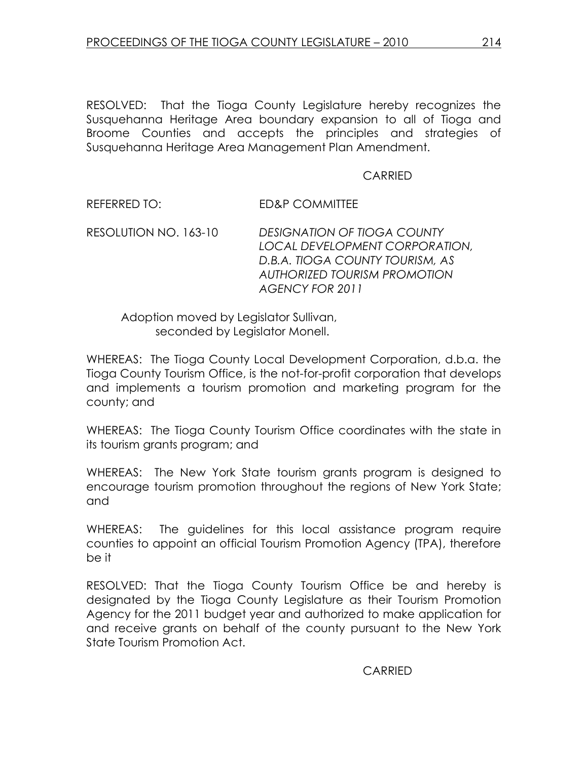RESOLVED: That the Tioga County Legislature hereby recognizes the Susquehanna Heritage Area boundary expansion to all of Tioga and Broome Counties and accepts the principles and strategies of Susquehanna Heritage Area Management Plan Amendment.

CARRIED

REFERRED TO: ED&P COMMITTEE

RESOLUTION NO. 163-10 *DESIGNATION OF TIOGA COUNTY LOCAL DEVELOPMENT CORPORATION, D.B.A. TIOGA COUNTY TOURISM, AS AUTHORIZED TOURISM PROMOTION AGENCY FOR 2011*

Adoption moved by Legislator Sullivan, seconded by Legislator Monell.

WHEREAS: The Tioga County Local Development Corporation, d.b.a. the Tioga County Tourism Office, is the not-for-profit corporation that develops and implements a tourism promotion and marketing program for the county; and

WHEREAS: The Tioga County Tourism Office coordinates with the state in its tourism grants program; and

WHEREAS: The New York State tourism grants program is designed to encourage tourism promotion throughout the regions of New York State; and

WHEREAS: The guidelines for this local assistance program require counties to appoint an official Tourism Promotion Agency (TPA), therefore be it

RESOLVED: That the Tioga County Tourism Office be and hereby is designated by the Tioga County Legislature as their Tourism Promotion Agency for the 2011 budget year and authorized to make application for and receive grants on behalf of the county pursuant to the New York State Tourism Promotion Act.

CARRIED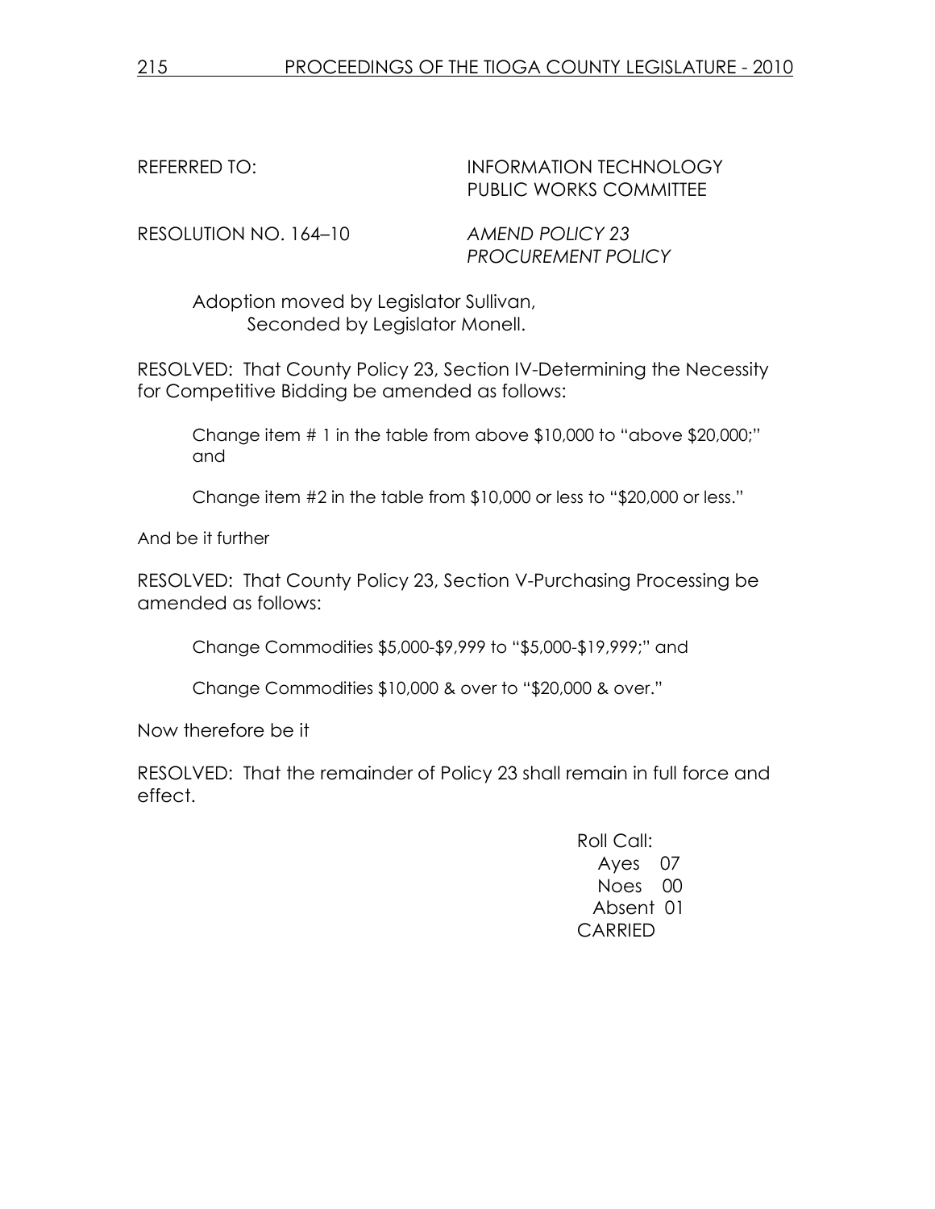REFERRED TO: INFORMATION TECHNOLOGY
PUBLIC WORKS COMMITTEE

RESOLUTION NO. 164–10 *AMEND POLICY 23*
*PROCUREMENT POLICY*

Adoption moved by Legislator Sullivan,
Seconded by Legislator Monell.

RESOLVED: That County Policy 23, Section IV-Determining the Necessity for Competitive Bidding be amended as follows:

Change item # 1 in the table from above $10,000 to "above $20,000;" and

Change item #2 in the table from $10,000 or less to "$20,000 or less."

And be it further

RESOLVED: That County Policy 23, Section V-Purchasing Processing be amended as follows:

Change Commodities $5,000-$9,999 to "$5,000-$19,999;" and

Change Commodities $10,000 & over to "$20,000 & over."

Now therefore be it

RESOLVED: That the remainder of Policy 23 shall remain in full force and effect.

Roll Call:
Ayes 07
Noes 00
Absent 01
CARRIED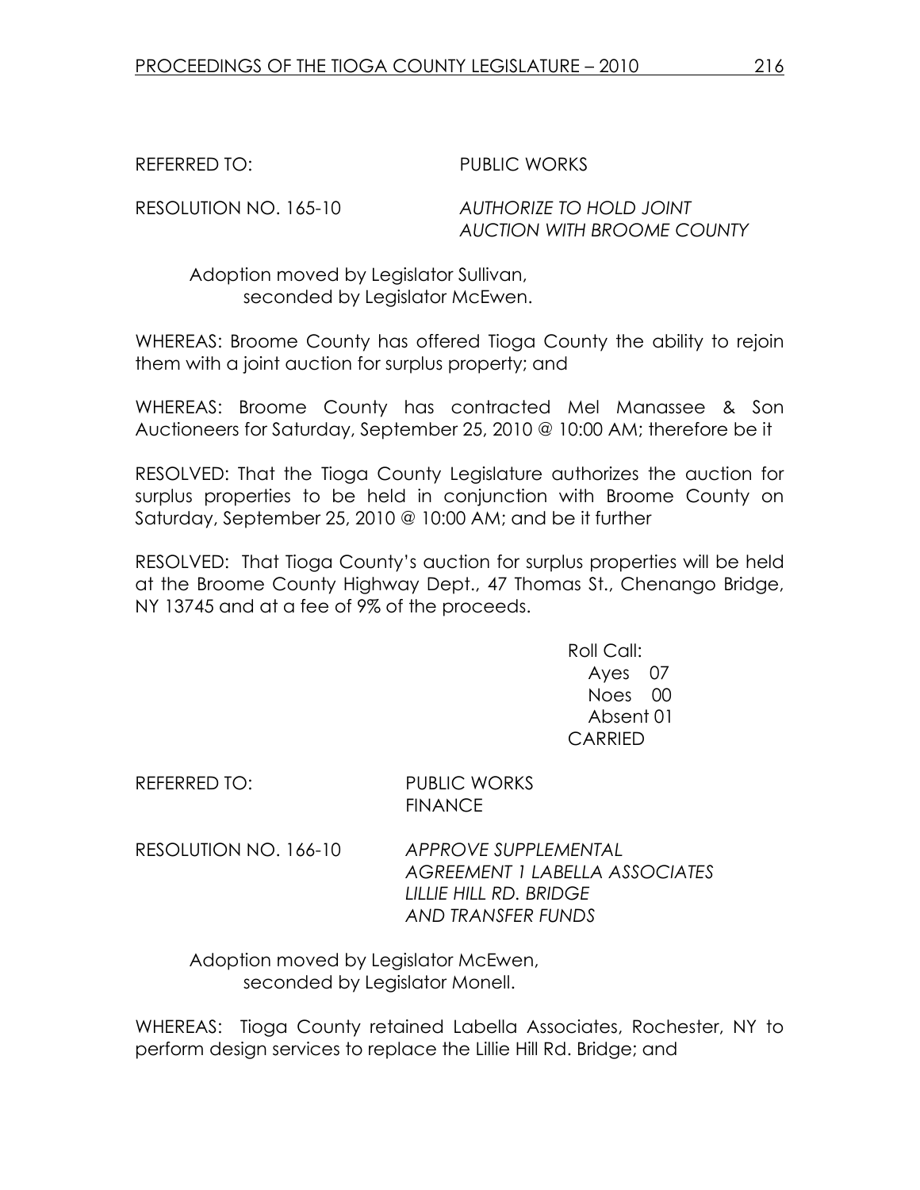REFERRED TO: PUBLIC WORKS

RESOLUTION NO. 165-10 *AUTHORIZE TO HOLD JOINT AUCTION WITH BROOME COUNTY*

Adoption moved by Legislator Sullivan, seconded by Legislator McEwen.

WHEREAS: Broome County has offered Tioga County the ability to rejoin them with a joint auction for surplus property; and

WHEREAS: Broome County has contracted Mel Manassee & Son Auctioneers for Saturday, September 25, 2010 @ 10:00 AM; therefore be it

RESOLVED: That the Tioga County Legislature authorizes the auction for surplus properties to be held in conjunction with Broome County on Saturday, September 25, 2010 @ 10:00 AM; and be it further

RESOLVED: That Tioga County's auction for surplus properties will be held at the Broome County Highway Dept., 47 Thomas St., Chenango Bridge, NY 13745 and at a fee of 9% of the proceeds.

Roll Call:
Ayes 07
Noes 00
Absent 01
CARRIED

REFERRED TO: PUBLIC WORKS
FINANCE

RESOLUTION NO. 166-10 *APPROVE SUPPLEMENTAL AGREEMENT 1 LABELLA ASSOCIATES LILLIE HILL RD. BRIDGE AND TRANSFER FUNDS*

Adoption moved by Legislator McEwen, seconded by Legislator Monell.

WHEREAS: Tioga County retained Labella Associates, Rochester, NY to perform design services to replace the Lillie Hill Rd. Bridge; and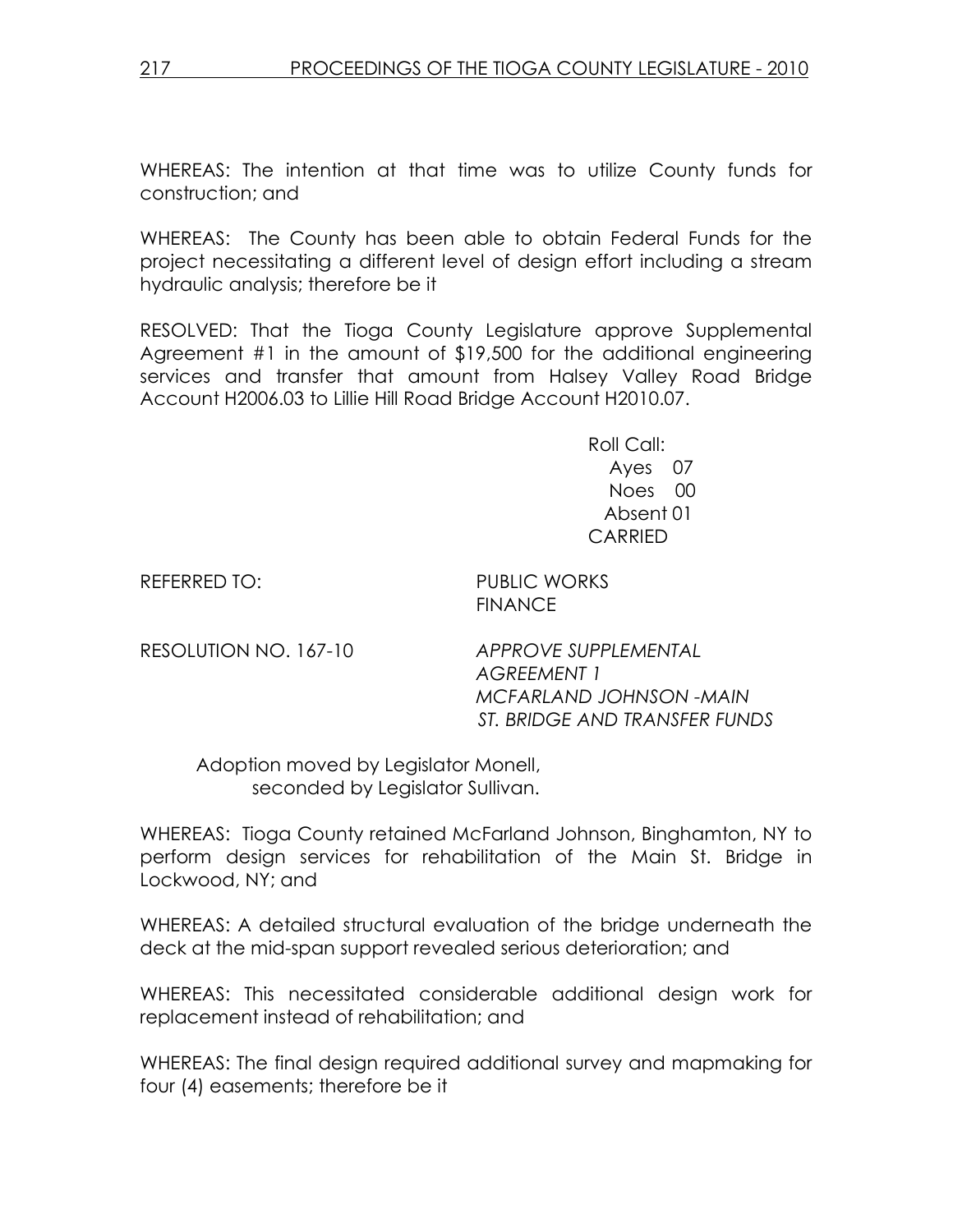WHEREAS: The intention at that time was to utilize County funds for construction; and

WHEREAS: The County has been able to obtain Federal Funds for the project necessitating a different level of design effort including a stream hydraulic analysis; therefore be it

RESOLVED: That the Tioga County Legislature approve Supplemental Agreement #1 in the amount of $19,500 for the additional engineering services and transfer that amount from Halsey Valley Road Bridge Account H2006.03 to Lillie Hill Road Bridge Account H2010.07.

Roll Call:
Ayes 07
Noes 00
Absent 01
CARRIED

REFERRED TO: PUBLIC WORKS
FINANCE

RESOLUTION NO. 167-10 *APPROVE SUPPLEMENTAL AGREEMENT 1 MCFARLAND JOHNSON -MAIN ST. BRIDGE AND TRANSFER FUNDS*

Adoption moved by Legislator Monell, seconded by Legislator Sullivan.

WHEREAS: Tioga County retained McFarland Johnson, Binghamton, NY to perform design services for rehabilitation of the Main St. Bridge in Lockwood, NY; and

WHEREAS: A detailed structural evaluation of the bridge underneath the deck at the mid-span support revealed serious deterioration; and

WHEREAS: This necessitated considerable additional design work for replacement instead of rehabilitation; and

WHEREAS: The final design required additional survey and mapmaking for four (4) easements; therefore be it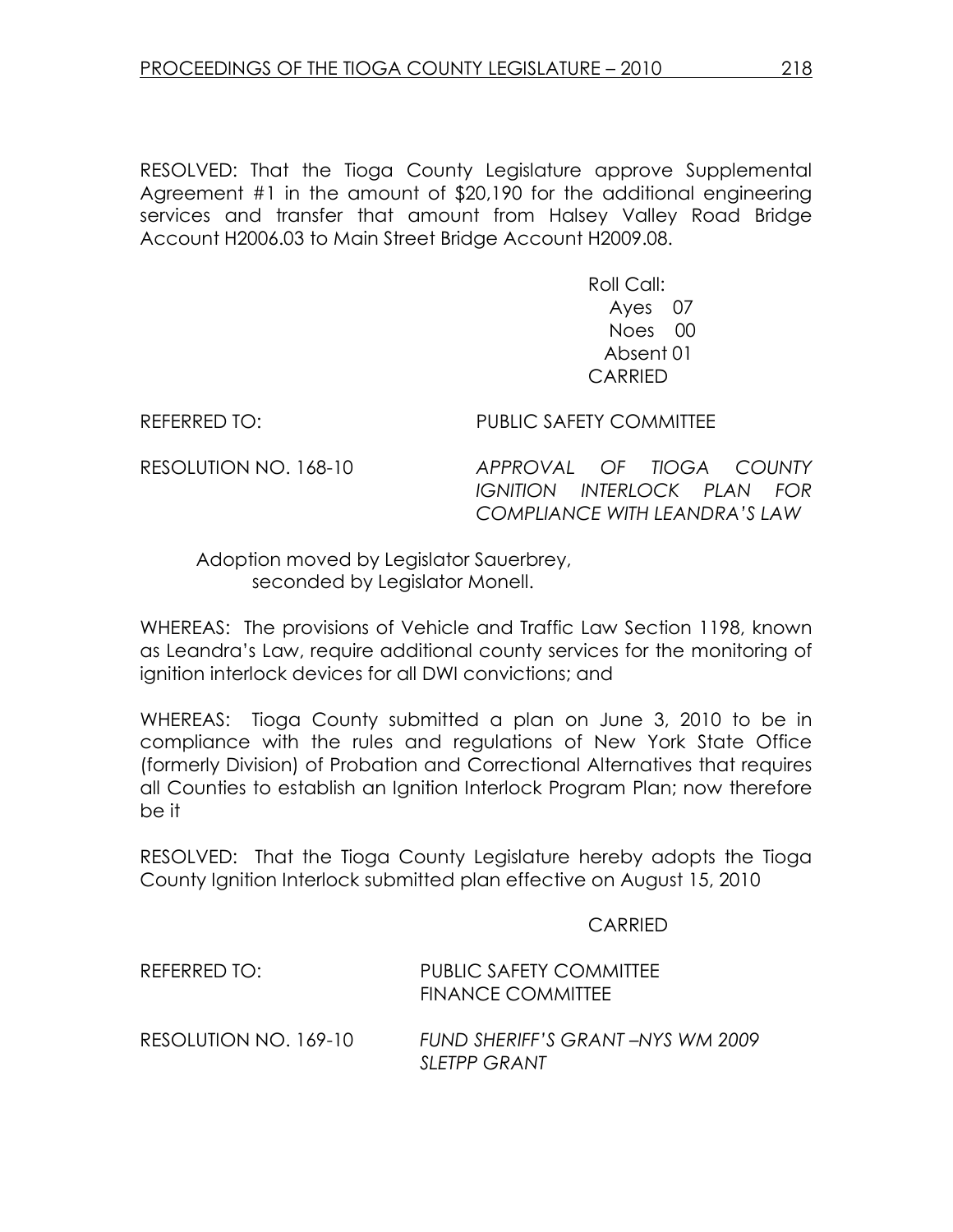RESOLVED: That the Tioga County Legislature approve Supplemental Agreement #1 in the amount of $20,190 for the additional engineering services and transfer that amount from Halsey Valley Road Bridge Account H2006.03 to Main Street Bridge Account H2009.08.

Roll Call:
Ayes 07
Noes 00
Absent 01
CARRIED

REFERRED TO: PUBLIC SAFETY COMMITTEE

RESOLUTION NO. 168-10 *APPROVAL OF TIOGA COUNTY IGNITION INTERLOCK PLAN FOR COMPLIANCE WITH LEANDRA'S LAW*

Adoption moved by Legislator Sauerbrey, seconded by Legislator Monell.

WHEREAS: The provisions of Vehicle and Traffic Law Section 1198, known as Leandra's Law, require additional county services for the monitoring of ignition interlock devices for all DWI convictions; and

WHEREAS: Tioga County submitted a plan on June 3, 2010 to be in compliance with the rules and regulations of New York State Office (formerly Division) of Probation and Correctional Alternatives that requires all Counties to establish an Ignition Interlock Program Plan; now therefore be it

RESOLVED: That the Tioga County Legislature hereby adopts the Tioga County Ignition Interlock submitted plan effective on August 15, 2010

CARRIED

REFERRED TO: PUBLIC SAFETY COMMITTEE
FINANCE COMMITTEE

RESOLUTION NO. 169-10 *FUND SHERIFF'S GRANT –NYS WM 2009 SLETPP GRANT*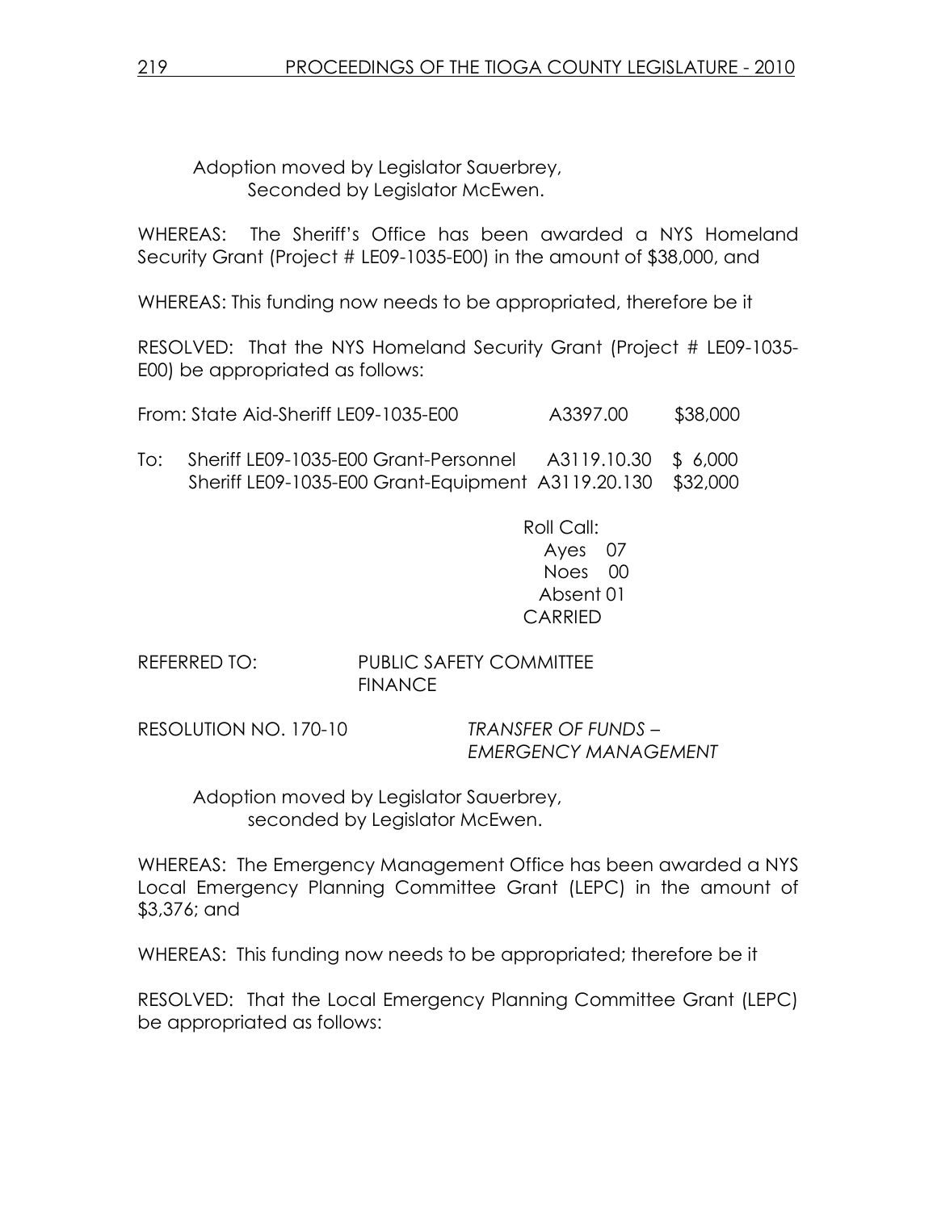Adoption moved by Legislator Sauerbrey,
Seconded by Legislator McEwen.

WHEREAS: The Sheriff's Office has been awarded a NYS Homeland Security Grant (Project # LE09-1035-E00) in the amount of $38,000, and

WHEREAS: This funding now needs to be appropriated, therefore be it

RESOLVED: That the NYS Homeland Security Grant (Project # LE09-1035-E00) be appropriated as follows:

| | | | |
|---|---|---|---|
| From: | State Aid-Sheriff LE09-1035-E00 | A3397.00 | $38,000 |
| To: | Sheriff LE09-1035-E00 Grant-Personnel | A3119.10.30 | $ 6,000 |
| | Sheriff LE09-1035-E00 Grant-Equipment | A3119.20.130 | $32,000 |

Roll Call:
Ayes 07
Noes 00
Absent 01
CARRIED

REFERRED TO: PUBLIC SAFETY COMMITTEE
FINANCE

RESOLUTION NO. 170-10 *TRANSFER OF FUNDS – EMERGENCY MANAGEMENT*

Adoption moved by Legislator Sauerbrey,
seconded by Legislator McEwen.

WHEREAS: The Emergency Management Office has been awarded a NYS Local Emergency Planning Committee Grant (LEPC) in the amount of $3,376; and

WHEREAS: This funding now needs to be appropriated; therefore be it

RESOLVED: That the Local Emergency Planning Committee Grant (LEPC) be appropriated as follows: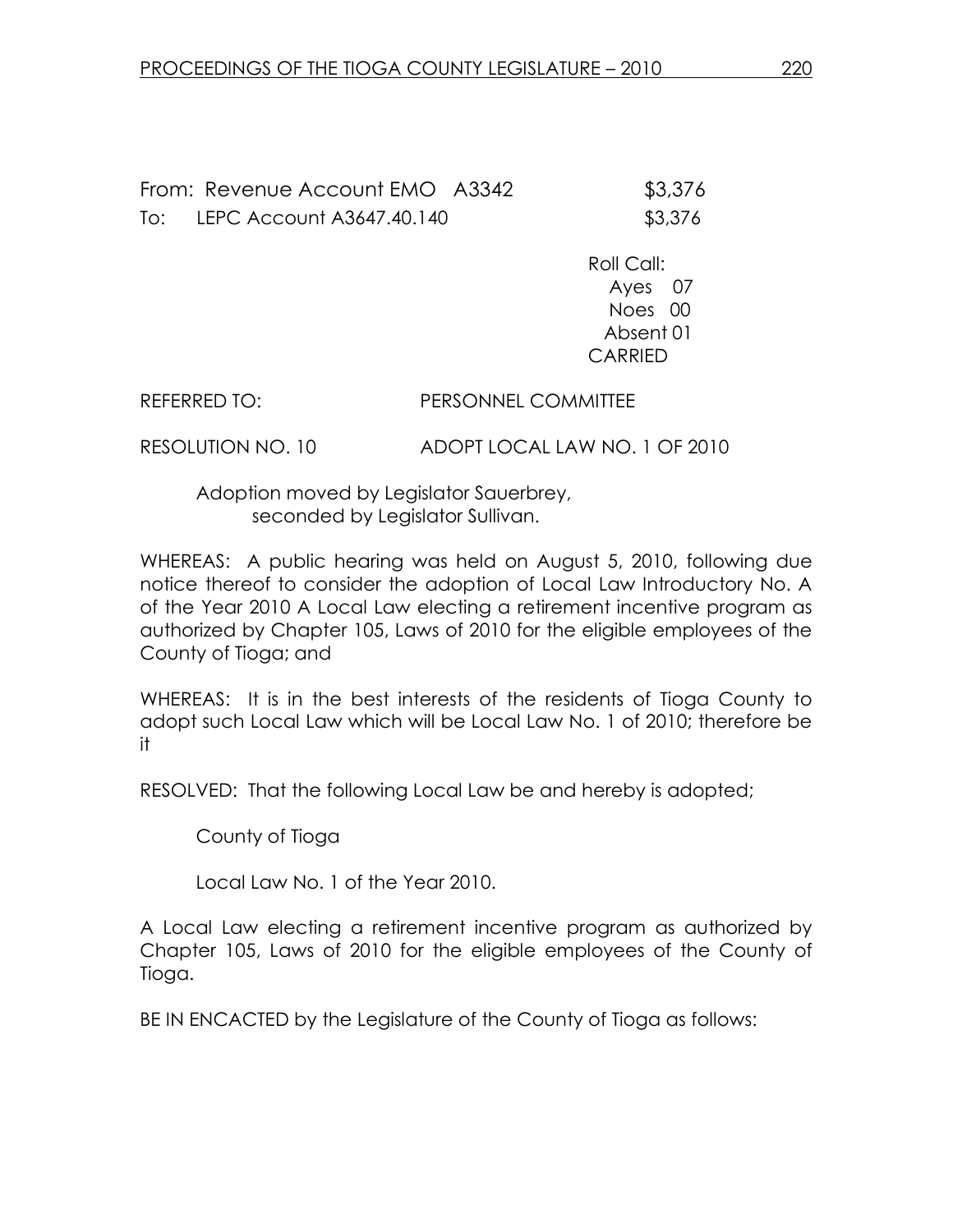From: Revenue Account EMO A3342 $3,376
To: LEPC Account A3647.40.140 $3,376

Roll Call:
Ayes 07
Noes 00
Absent 01
CARRIED

REFERRED TO: PERSONNEL COMMITTEE

RESOLUTION NO. 10 ADOPT LOCAL LAW NO. 1 OF 2010

Adoption moved by Legislator Sauerbrey,
seconded by Legislator Sullivan.

WHEREAS: A public hearing was held on August 5, 2010, following due notice thereof to consider the adoption of Local Law Introductory No. A of the Year 2010 A Local Law electing a retirement incentive program as authorized by Chapter 105, Laws of 2010 for the eligible employees of the County of Tioga; and

WHEREAS: It is in the best interests of the residents of Tioga County to adopt such Local Law which will be Local Law No. 1 of 2010; therefore be it

RESOLVED: That the following Local Law be and hereby is adopted;

County of Tioga

Local Law No. 1 of the Year 2010.

A Local Law electing a retirement incentive program as authorized by Chapter 105, Laws of 2010 for the eligible employees of the County of Tioga.

BE IN ENCACTED by the Legislature of the County of Tioga as follows: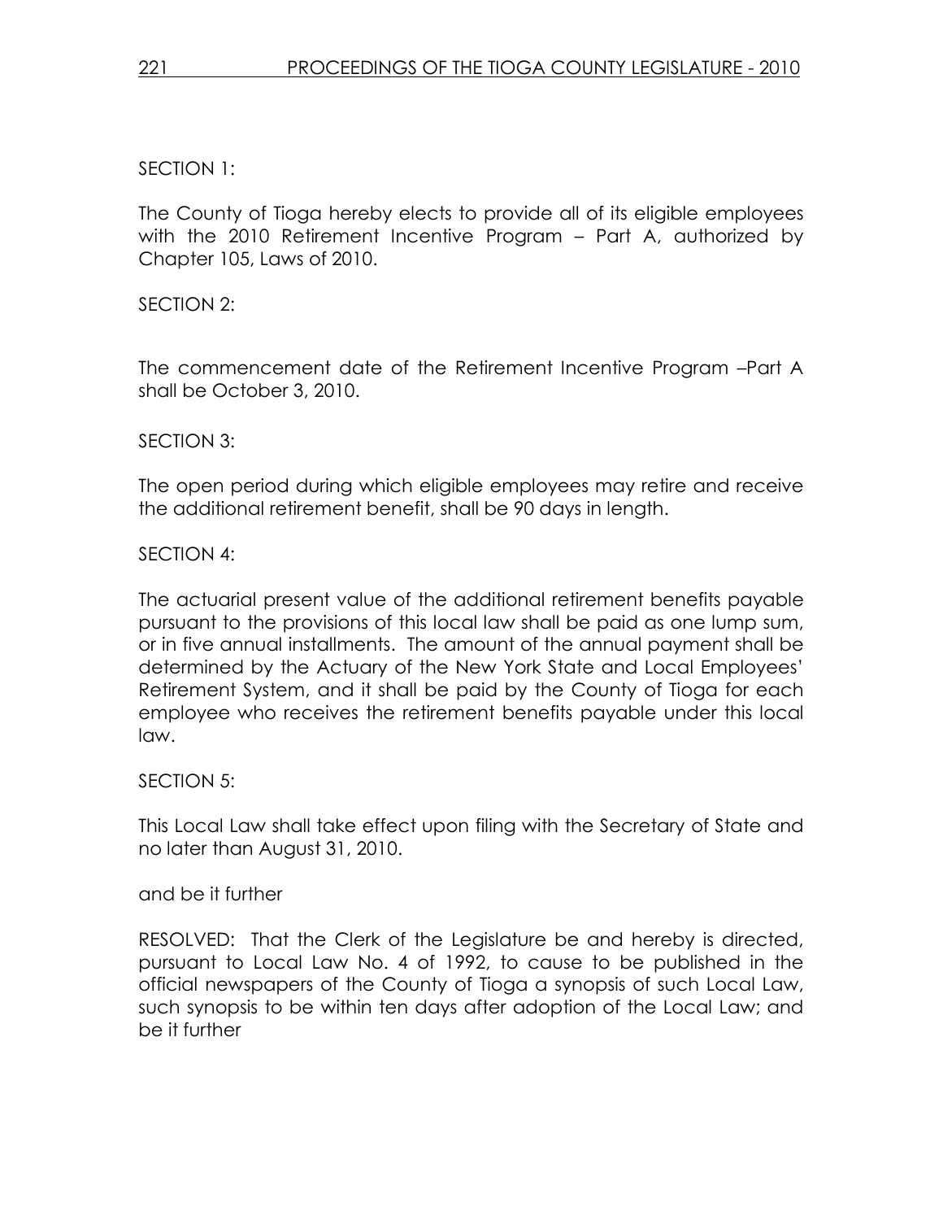SECTION 1:

The County of Tioga hereby elects to provide all of its eligible employees with the 2010 Retirement Incentive Program – Part A, authorized by Chapter 105, Laws of 2010.

SECTION 2:

The commencement date of the Retirement Incentive Program –Part A shall be October 3, 2010.

SECTION 3:

The open period during which eligible employees may retire and receive the additional retirement benefit, shall be 90 days in length.

SECTION 4:

The actuarial present value of the additional retirement benefits payable pursuant to the provisions of this local law shall be paid as one lump sum, or in five annual installments. The amount of the annual payment shall be determined by the Actuary of the New York State and Local Employees' Retirement System, and it shall be paid by the County of Tioga for each employee who receives the retirement benefits payable under this local law.

SECTION 5:

This Local Law shall take effect upon filing with the Secretary of State and no later than August 31, 2010.

and be it further

RESOLVED: That the Clerk of the Legislature be and hereby is directed, pursuant to Local Law No. 4 of 1992, to cause to be published in the official newspapers of the County of Tioga a synopsis of such Local Law, such synopsis to be within ten days after adoption of the Local Law; and be it further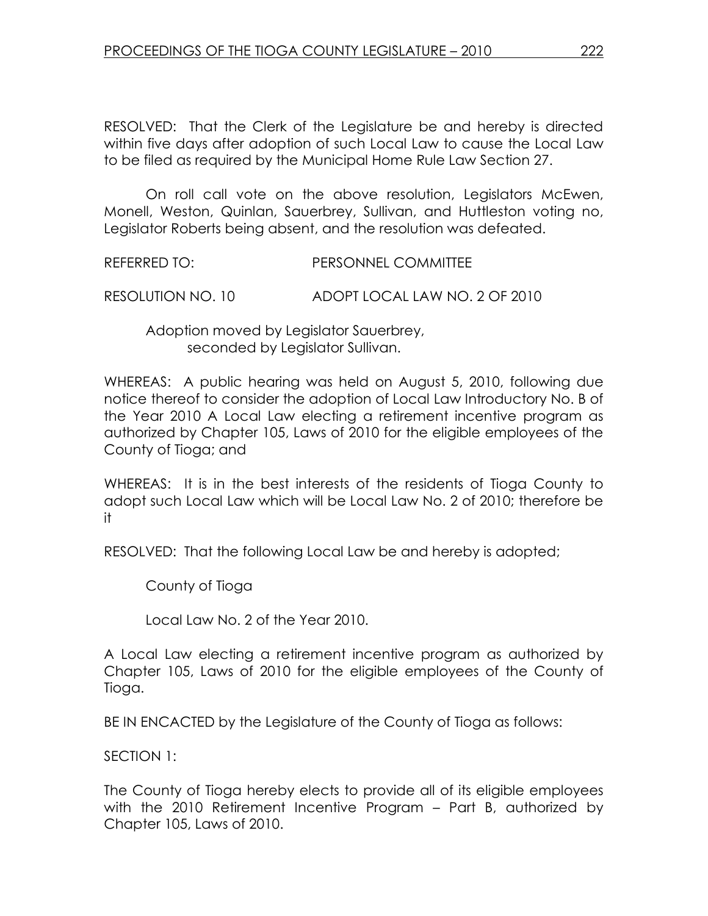RESOLVED: That the Clerk of the Legislature be and hereby is directed within five days after adoption of such Local Law to cause the Local Law to be filed as required by the Municipal Home Rule Law Section 27.

On roll call vote on the above resolution, Legislators McEwen, Monell, Weston, Quinlan, Sauerbrey, Sullivan, and Huttleston voting no, Legislator Roberts being absent, and the resolution was defeated.

REFERRED TO: PERSONNEL COMMITTEE

RESOLUTION NO. 10 ADOPT LOCAL LAW NO. 2 OF 2010

Adoption moved by Legislator Sauerbrey, seconded by Legislator Sullivan.

WHEREAS: A public hearing was held on August 5, 2010, following due notice thereof to consider the adoption of Local Law Introductory No. B of the Year 2010 A Local Law electing a retirement incentive program as authorized by Chapter 105, Laws of 2010 for the eligible employees of the County of Tioga; and

WHEREAS: It is in the best interests of the residents of Tioga County to adopt such Local Law which will be Local Law No. 2 of 2010; therefore be it

RESOLVED: That the following Local Law be and hereby is adopted;

County of Tioga

Local Law No. 2 of the Year 2010.

A Local Law electing a retirement incentive program as authorized by Chapter 105, Laws of 2010 for the eligible employees of the County of Tioga.

BE IN ENCACTED by the Legislature of the County of Tioga as follows:

SECTION 1:

The County of Tioga hereby elects to provide all of its eligible employees with the 2010 Retirement Incentive Program – Part B, authorized by Chapter 105, Laws of 2010.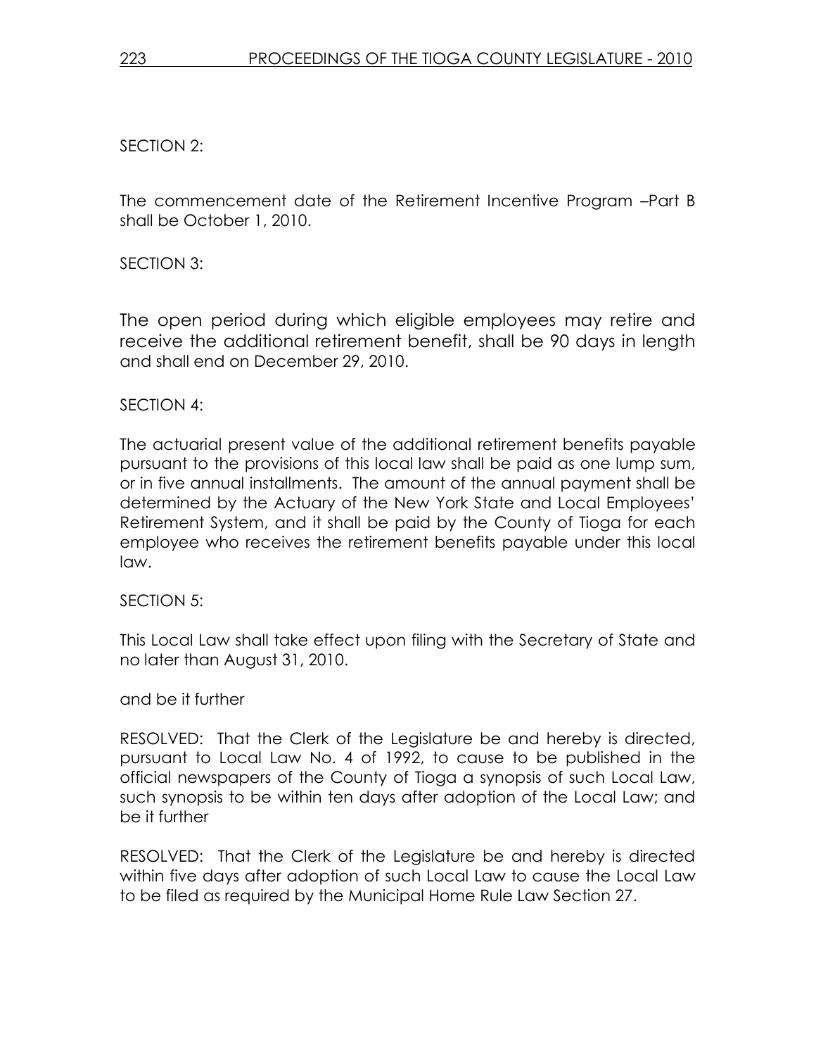SECTION 2:

The commencement date of the Retirement Incentive Program –Part B shall be October 1, 2010.

SECTION 3:

The open period during which eligible employees may retire and receive the additional retirement benefit, shall be 90 days in length and shall end on December 29, 2010.

SECTION 4:

The actuarial present value of the additional retirement benefits payable pursuant to the provisions of this local law shall be paid as one lump sum, or in five annual installments. The amount of the annual payment shall be determined by the Actuary of the New York State and Local Employees' Retirement System, and it shall be paid by the County of Tioga for each employee who receives the retirement benefits payable under this local law.

SECTION 5:

This Local Law shall take effect upon filing with the Secretary of State and no later than August 31, 2010.

and be it further

RESOLVED: That the Clerk of the Legislature be and hereby is directed, pursuant to Local Law No. 4 of 1992, to cause to be published in the official newspapers of the County of Tioga a synopsis of such Local Law, such synopsis to be within ten days after adoption of the Local Law; and be it further

RESOLVED: That the Clerk of the Legislature be and hereby is directed within five days after adoption of such Local Law to cause the Local Law to be filed as required by the Municipal Home Rule Law Section 27.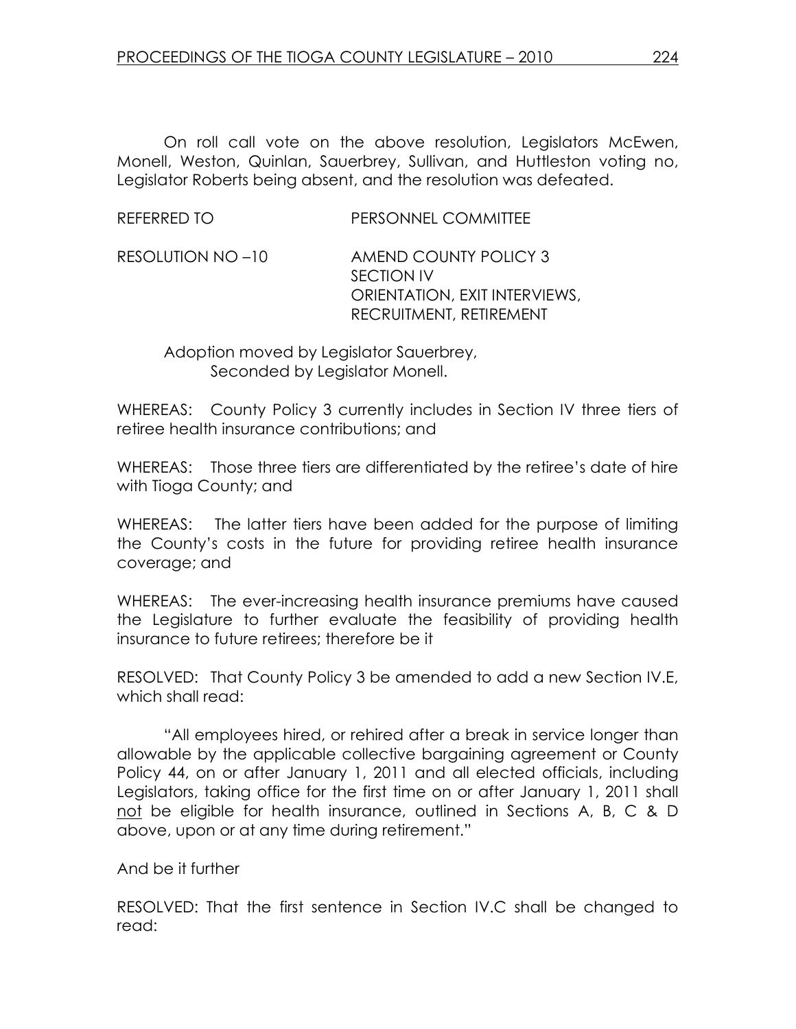On roll call vote on the above resolution, Legislators McEwen, Monell, Weston, Quinlan, Sauerbrey, Sullivan, and Huttleston voting no, Legislator Roberts being absent, and the resolution was defeated.

REFERRED TO PERSONNEL COMMITTEE

RESOLUTION NO –10 AMEND COUNTY POLICY 3
SECTION IV
ORIENTATION, EXIT INTERVIEWS,
RECRUITMENT, RETIREMENT

Adoption moved by Legislator Sauerbrey,
Seconded by Legislator Monell.

WHEREAS: County Policy 3 currently includes in Section IV three tiers of retiree health insurance contributions; and

WHEREAS: Those three tiers are differentiated by the retiree's date of hire with Tioga County; and

WHEREAS: The latter tiers have been added for the purpose of limiting the County's costs in the future for providing retiree health insurance coverage; and

WHEREAS: The ever-increasing health insurance premiums have caused the Legislature to further evaluate the feasibility of providing health insurance to future retirees; therefore be it

RESOLVED: That County Policy 3 be amended to add a new Section IV.E, which shall read:

"All employees hired, or rehired after a break in service longer than allowable by the applicable collective bargaining agreement or County Policy 44, on or after January 1, 2011 and all elected officials, including Legislators, taking office for the first time on or after January 1, 2011 shall not be eligible for health insurance, outlined in Sections A, B, C & D above, upon or at any time during retirement."

And be it further

RESOLVED: That the first sentence in Section IV.C shall be changed to read: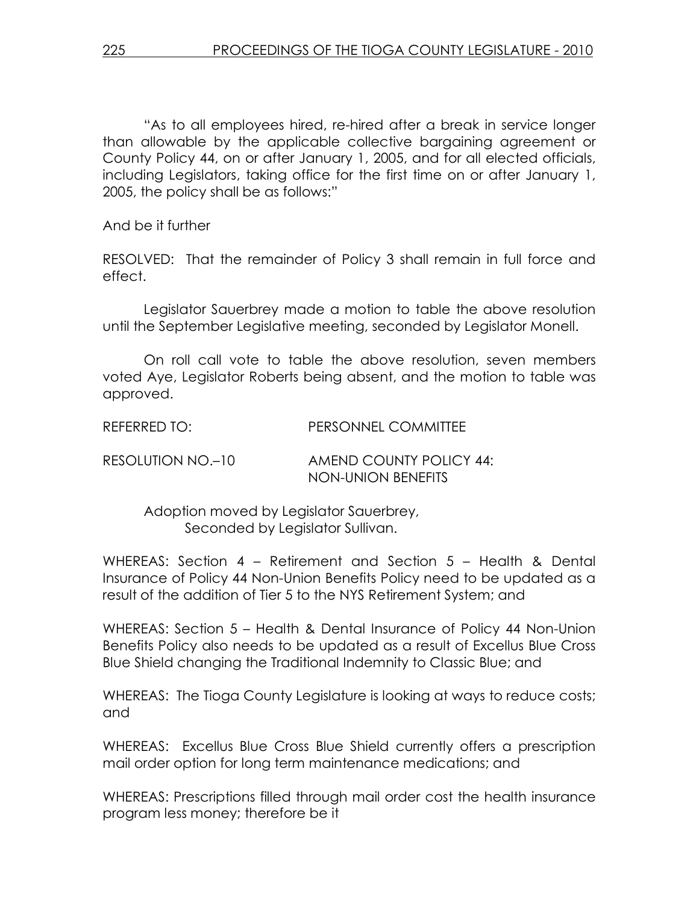"As to all employees hired, re-hired after a break in service longer than allowable by the applicable collective bargaining agreement or County Policy 44, on or after January 1, 2005, and for all elected officials, including Legislators, taking office for the first time on or after January 1, 2005, the policy shall be as follows:"

And be it further

RESOLVED: That the remainder of Policy 3 shall remain in full force and effect.

Legislator Sauerbrey made a motion to table the above resolution until the September Legislative meeting, seconded by Legislator Monell.

On roll call vote to table the above resolution, seven members voted Aye, Legislator Roberts being absent, and the motion to table was approved.

REFERRED TO: PERSONNEL COMMITTEE

RESOLUTION NO.–10 AMEND COUNTY POLICY 44: NON-UNION BENEFITS

Adoption moved by Legislator Sauerbrey, Seconded by Legislator Sullivan.

WHEREAS: Section 4 – Retirement and Section 5 – Health & Dental Insurance of Policy 44 Non-Union Benefits Policy need to be updated as a result of the addition of Tier 5 to the NYS Retirement System; and

WHEREAS: Section 5 – Health & Dental Insurance of Policy 44 Non-Union Benefits Policy also needs to be updated as a result of Excellus Blue Cross Blue Shield changing the Traditional Indemnity to Classic Blue; and

WHEREAS: The Tioga County Legislature is looking at ways to reduce costs; and

WHEREAS: Excellus Blue Cross Blue Shield currently offers a prescription mail order option for long term maintenance medications; and

WHEREAS: Prescriptions filled through mail order cost the health insurance program less money; therefore be it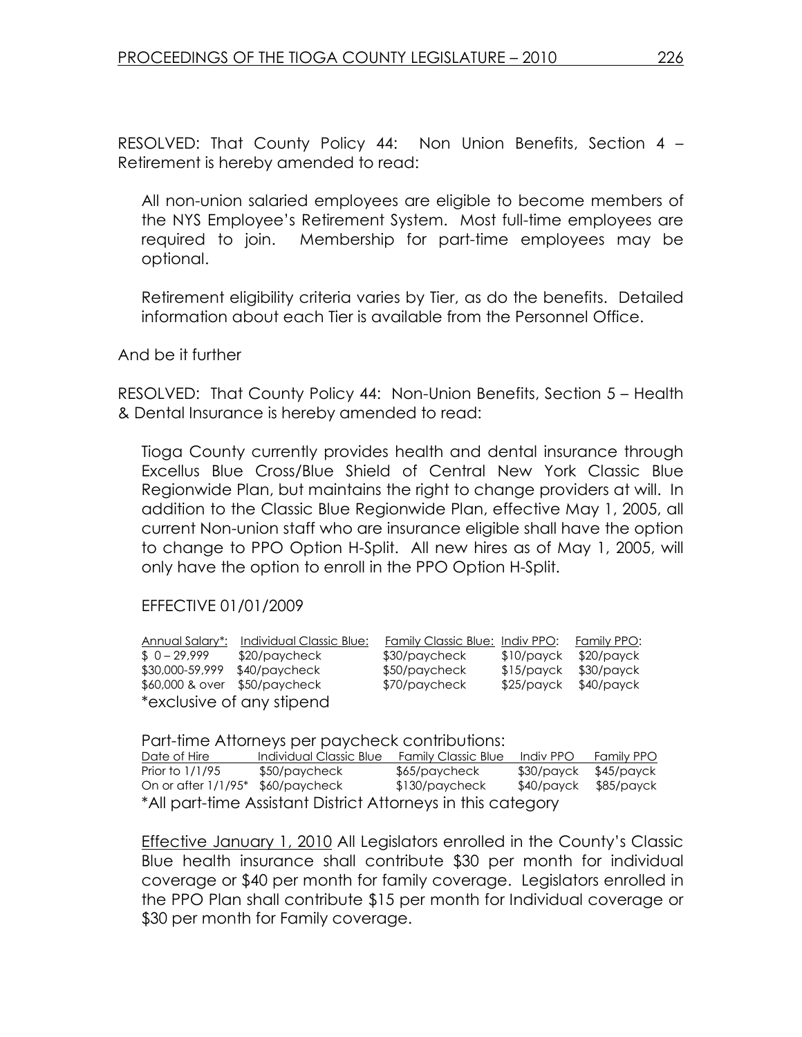RESOLVED: That County Policy 44: Non Union Benefits, Section 4 – Retirement is hereby amended to read:

All non-union salaried employees are eligible to become members of the NYS Employee's Retirement System. Most full-time employees are required to join. Membership for part-time employees may be optional.

Retirement eligibility criteria varies by Tier, as do the benefits. Detailed information about each Tier is available from the Personnel Office.

And be it further

RESOLVED: That County Policy 44: Non-Union Benefits, Section 5 – Health & Dental Insurance is hereby amended to read:

Tioga County currently provides health and dental insurance through Excellus Blue Cross/Blue Shield of Central New York Classic Blue Regionwide Plan, but maintains the right to change providers at will. In addition to the Classic Blue Regionwide Plan, effective May 1, 2005, all current Non-union staff who are insurance eligible shall have the option to change to PPO Option H-Split. All new hires as of May 1, 2005, will only have the option to enroll in the PPO Option H-Split.

EFFECTIVE 01/01/2009

| Annual Salary*: | Individual Classic Blue: | Family Classic Blue: | Indiv PPO: | Family PPO: |
|---|---|---|---|---|
| $ 0 – 29,999 | $20/paycheck | $30/paycheck | $10/payck | $20/payck |
| $30,000-59,999 | $40/paycheck | $50/paycheck | $15/payck | $30/payck |
| $60,000 & over | $50/paycheck | $70/paycheck | $25/payck | $40/payck |

*exclusive of any stipend

Part-time Attorneys per paycheck contributions:

| Date of Hire | Individual Classic Blue | Family Classic Blue | Indiv PPO | Family PPO |
|---|---|---|---|---|
| Prior to 1/1/95 | $50/paycheck | $65/paycheck | $30/payck | $45/payck |
| On or after 1/1/95* | $60/paycheck | $130/paycheck | $40/payck | $85/payck |

*All part-time Assistant District Attorneys in this category

Effective January 1, 2010 All Legislators enrolled in the County's Classic Blue health insurance shall contribute $30 per month for individual coverage or $40 per month for family coverage. Legislators enrolled in the PPO Plan shall contribute $15 per month for Individual coverage or $30 per month for Family coverage.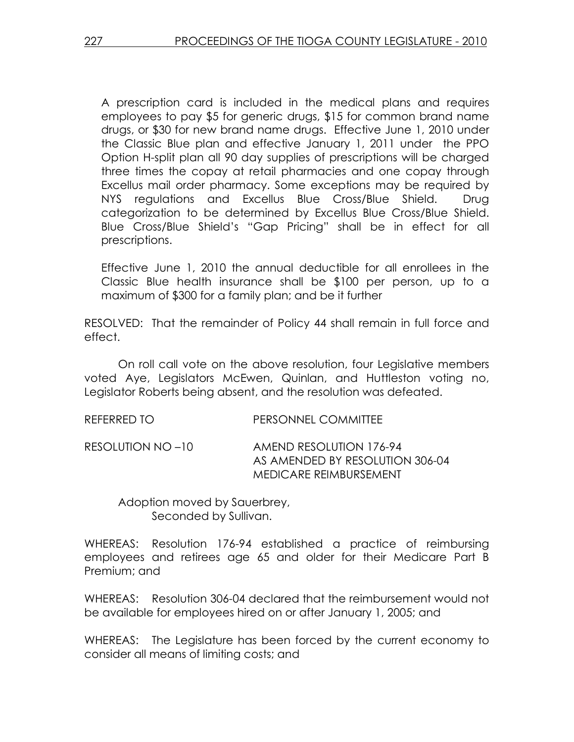A prescription card is included in the medical plans and requires employees to pay $5 for generic drugs, $15 for common brand name drugs, or $30 for new brand name drugs. Effective June 1, 2010 under the Classic Blue plan and effective January 1, 2011 under the PPO Option H-split plan all 90 day supplies of prescriptions will be charged three times the copay at retail pharmacies and one copay through Excellus mail order pharmacy. Some exceptions may be required by NYS regulations and Excellus Blue Cross/Blue Shield. Drug categorization to be determined by Excellus Blue Cross/Blue Shield. Blue Cross/Blue Shield's "Gap Pricing" shall be in effect for all prescriptions.

Effective June 1, 2010 the annual deductible for all enrollees in the Classic Blue health insurance shall be $100 per person, up to a maximum of $300 for a family plan; and be it further

RESOLVED: That the remainder of Policy 44 shall remain in full force and effect.

On roll call vote on the above resolution, four Legislative members voted Aye, Legislators McEwen, Quinlan, and Huttleston voting no, Legislator Roberts being absent, and the resolution was defeated.

REFERRED TO PERSONNEL COMMITTEE

RESOLUTION NO –10 AMEND RESOLUTION 176-94 AS AMENDED BY RESOLUTION 306-04 MEDICARE REIMBURSEMENT

Adoption moved by Sauerbrey,
Seconded by Sullivan.

WHEREAS: Resolution 176-94 established a practice of reimbursing employees and retirees age 65 and older for their Medicare Part B Premium; and

WHEREAS: Resolution 306-04 declared that the reimbursement would not be available for employees hired on or after January 1, 2005; and

WHEREAS: The Legislature has been forced by the current economy to consider all means of limiting costs; and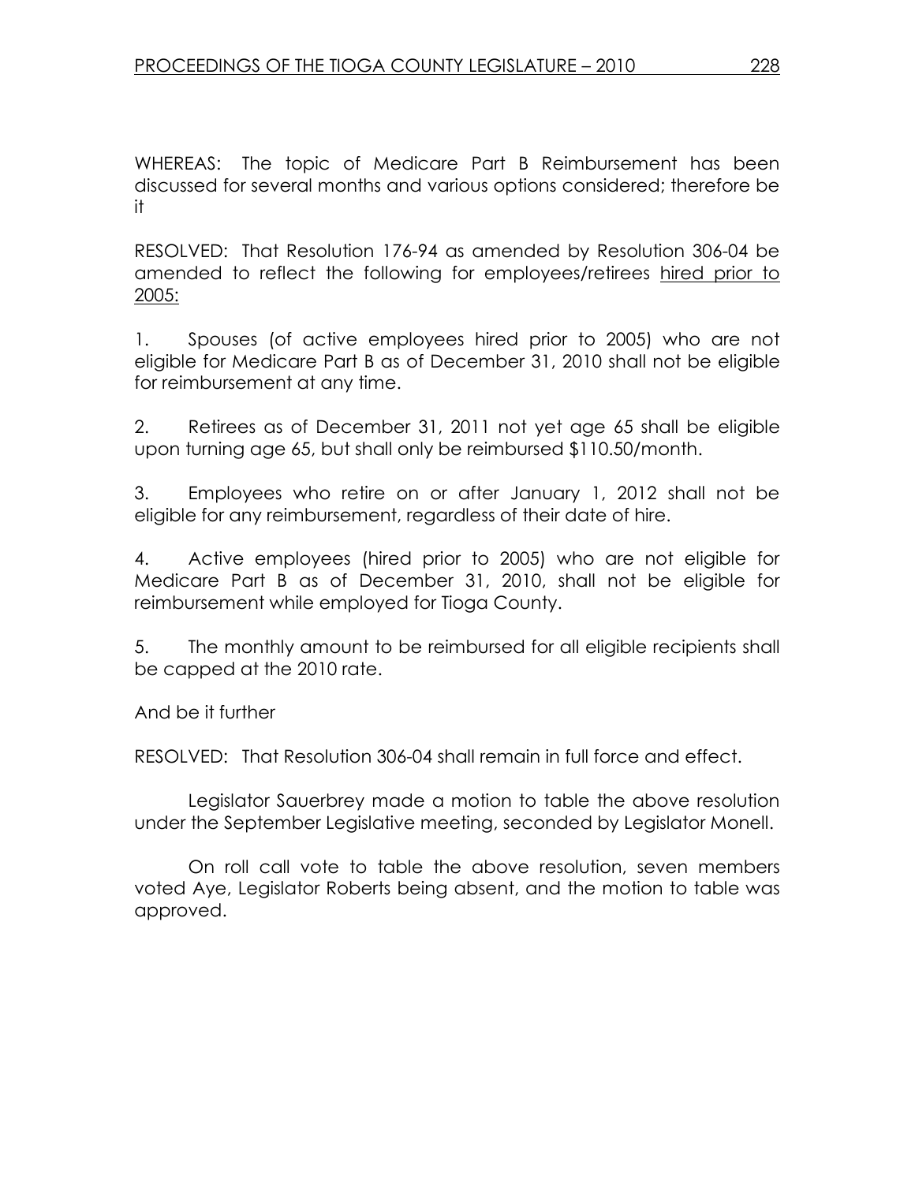WHEREAS: The topic of Medicare Part B Reimbursement has been discussed for several months and various options considered; therefore be it

RESOLVED: That Resolution 176-94 as amended by Resolution 306-04 be amended to reflect the following for employees/retirees hired prior to 2005:

1. Spouses (of active employees hired prior to 2005) who are not eligible for Medicare Part B as of December 31, 2010 shall not be eligible for reimbursement at any time.

2. Retirees as of December 31, 2011 not yet age 65 shall be eligible upon turning age 65, but shall only be reimbursed $110.50/month.

3. Employees who retire on or after January 1, 2012 shall not be eligible for any reimbursement, regardless of their date of hire.

4. Active employees (hired prior to 2005) who are not eligible for Medicare Part B as of December 31, 2010, shall not be eligible for reimbursement while employed for Tioga County.

5. The monthly amount to be reimbursed for all eligible recipients shall be capped at the 2010 rate.

And be it further

RESOLVED: That Resolution 306-04 shall remain in full force and effect.

Legislator Sauerbrey made a motion to table the above resolution under the September Legislative meeting, seconded by Legislator Monell.

On roll call vote to table the above resolution, seven members voted Aye, Legislator Roberts being absent, and the motion to table was approved.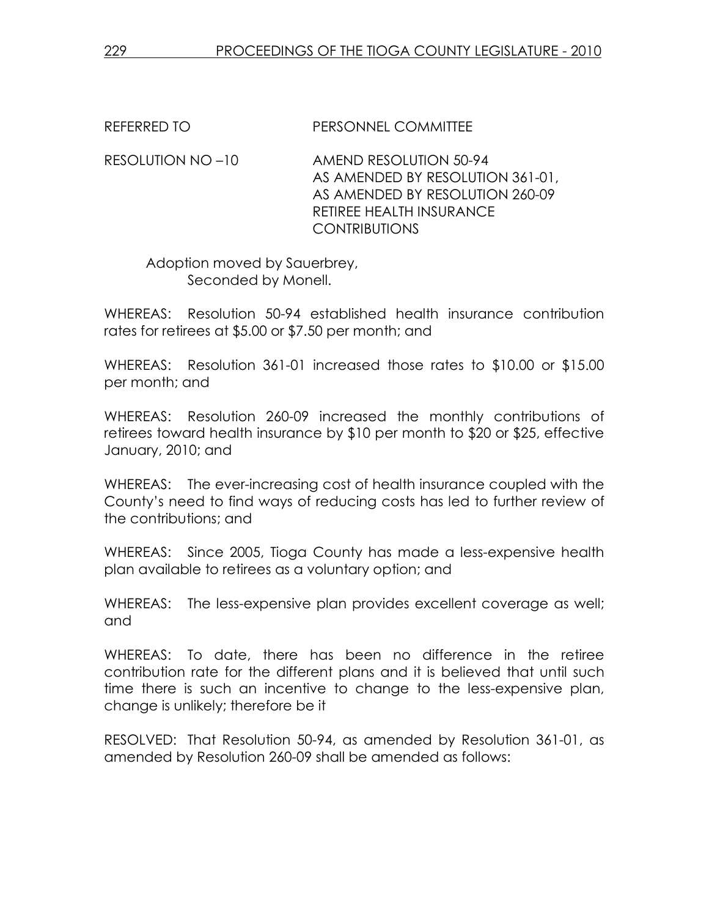REFERRED TO PERSONNEL COMMITTEE

RESOLUTION NO –10 AMEND RESOLUTION 50-94
AS AMENDED BY RESOLUTION 361-01,
AS AMENDED BY RESOLUTION 260-09
RETIREE HEALTH INSURANCE
CONTRIBUTIONS

Adoption moved by Sauerbrey,
Seconded by Monell.

WHEREAS: Resolution 50-94 established health insurance contribution rates for retirees at $5.00 or $7.50 per month; and

WHEREAS: Resolution 361-01 increased those rates to $10.00 or $15.00 per month; and

WHEREAS: Resolution 260-09 increased the monthly contributions of retirees toward health insurance by $10 per month to $20 or $25, effective January, 2010; and

WHEREAS: The ever-increasing cost of health insurance coupled with the County's need to find ways of reducing costs has led to further review of the contributions; and

WHEREAS: Since 2005, Tioga County has made a less-expensive health plan available to retirees as a voluntary option; and

WHEREAS: The less-expensive plan provides excellent coverage as well; and

WHEREAS: To date, there has been no difference in the retiree contribution rate for the different plans and it is believed that until such time there is such an incentive to change to the less-expensive plan, change is unlikely; therefore be it

RESOLVED: That Resolution 50-94, as amended by Resolution 361-01, as amended by Resolution 260-09 shall be amended as follows: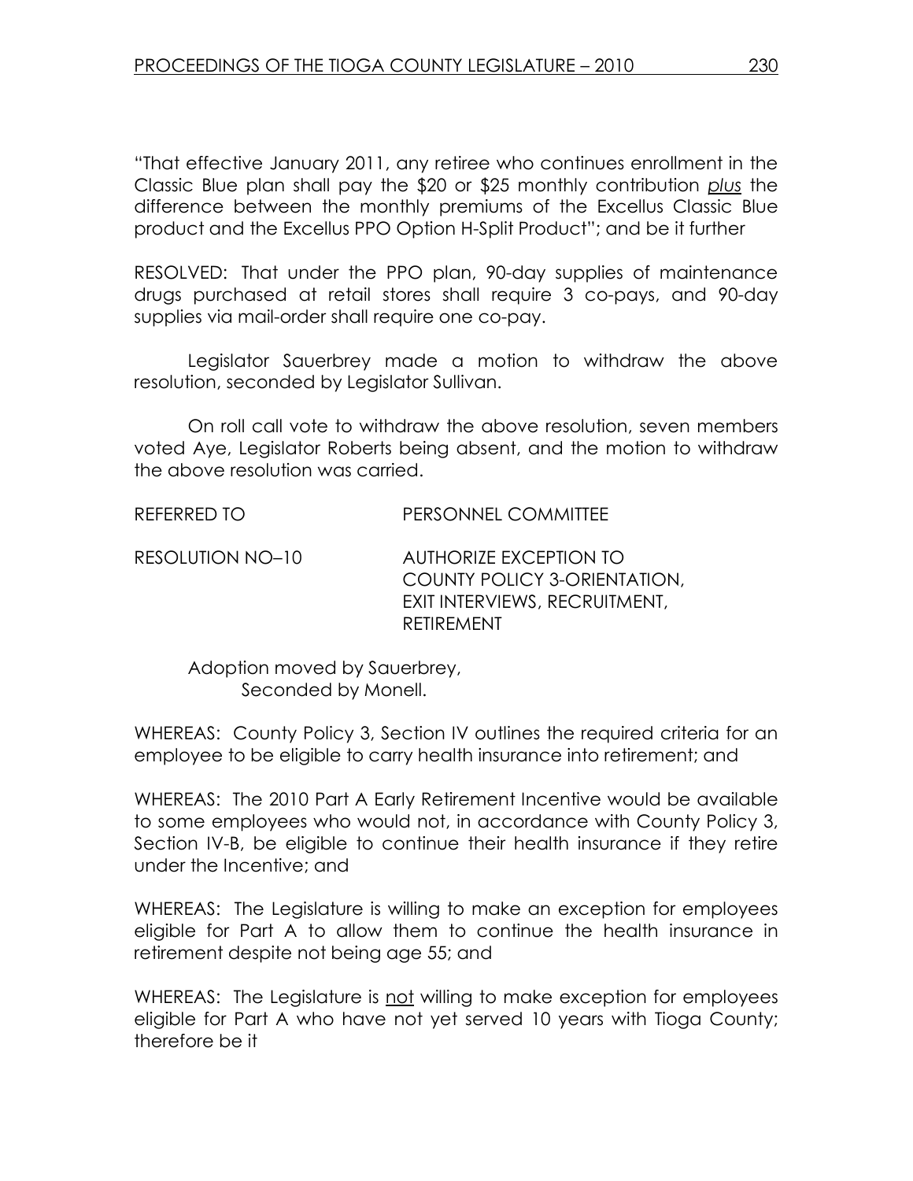"That effective January 2011, any retiree who continues enrollment in the Classic Blue plan shall pay the $20 or $25 monthly contribution *plus* the difference between the monthly premiums of the Excellus Classic Blue product and the Excellus PPO Option H-Split Product"; and be it further

RESOLVED: That under the PPO plan, 90-day supplies of maintenance drugs purchased at retail stores shall require 3 co-pays, and 90-day supplies via mail-order shall require one co-pay.

Legislator Sauerbrey made a motion to withdraw the above resolution, seconded by Legislator Sullivan.

On roll call vote to withdraw the above resolution, seven members voted Aye, Legislator Roberts being absent, and the motion to withdraw the above resolution was carried.

REFERRED TO PERSONNEL COMMITTEE

RESOLUTION NO–10 AUTHORIZE EXCEPTION TO COUNTY POLICY 3-ORIENTATION, EXIT INTERVIEWS, RECRUITMENT, RETIREMENT

Adoption moved by Sauerbrey,
Seconded by Monell.

WHEREAS: County Policy 3, Section IV outlines the required criteria for an employee to be eligible to carry health insurance into retirement; and

WHEREAS: The 2010 Part A Early Retirement Incentive would be available to some employees who would not, in accordance with County Policy 3, Section IV-B, be eligible to continue their health insurance if they retire under the Incentive; and

WHEREAS: The Legislature is willing to make an exception for employees eligible for Part A to allow them to continue the health insurance in retirement despite not being age 55; and

WHEREAS: The Legislature is not willing to make exception for employees eligible for Part A who have not yet served 10 years with Tioga County; therefore be it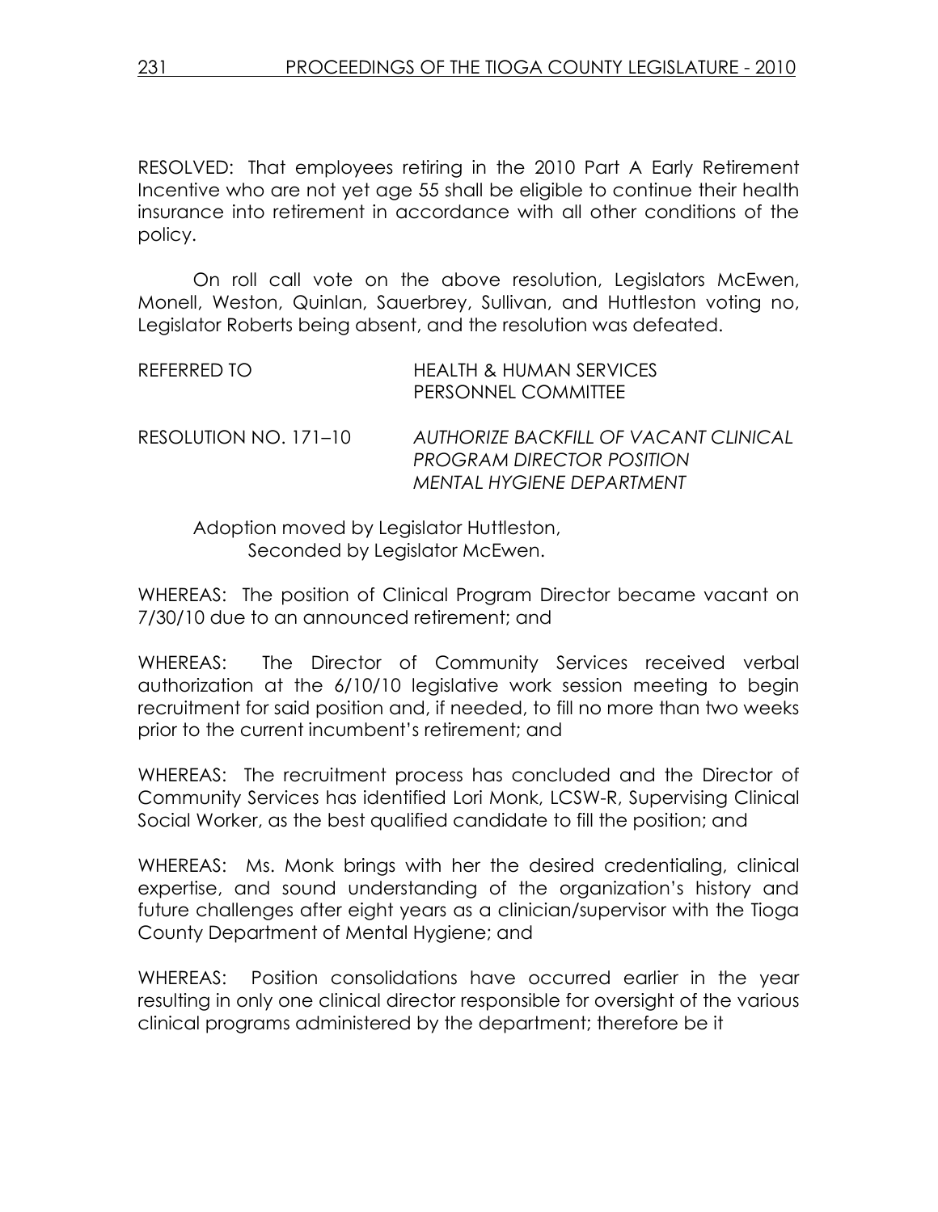RESOLVED: That employees retiring in the 2010 Part A Early Retirement Incentive who are not yet age 55 shall be eligible to continue their health insurance into retirement in accordance with all other conditions of the policy.

On roll call vote on the above resolution, Legislators McEwen, Monell, Weston, Quinlan, Sauerbrey, Sullivan, and Huttleston voting no, Legislator Roberts being absent, and the resolution was defeated.

REFERRED TO HEALTH & HUMAN SERVICES
PERSONNEL COMMITTEE

RESOLUTION NO. 171–10 *AUTHORIZE BACKFILL OF VACANT CLINICAL PROGRAM DIRECTOR POSITION MENTAL HYGIENE DEPARTMENT*

Adoption moved by Legislator Huttleston,
Seconded by Legislator McEwen.

WHEREAS: The position of Clinical Program Director became vacant on 7/30/10 due to an announced retirement; and

WHEREAS: The Director of Community Services received verbal authorization at the 6/10/10 legislative work session meeting to begin recruitment for said position and, if needed, to fill no more than two weeks prior to the current incumbent's retirement; and

WHEREAS: The recruitment process has concluded and the Director of Community Services has identified Lori Monk, LCSW-R, Supervising Clinical Social Worker, as the best qualified candidate to fill the position; and

WHEREAS: Ms. Monk brings with her the desired credentialing, clinical expertise, and sound understanding of the organization's history and future challenges after eight years as a clinician/supervisor with the Tioga County Department of Mental Hygiene; and

WHEREAS: Position consolidations have occurred earlier in the year resulting in only one clinical director responsible for oversight of the various clinical programs administered by the department; therefore be it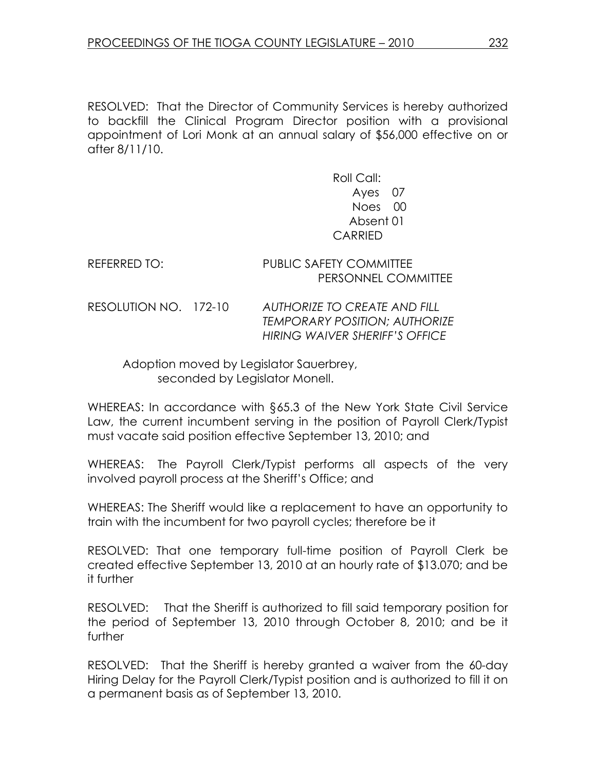RESOLVED: That the Director of Community Services is hereby authorized to backfill the Clinical Program Director position with a provisional appointment of Lori Monk at an annual salary of $56,000 effective on or after 8/11/10.

Roll Call:
Ayes 07
Noes 00
Absent 01
CARRIED

REFERRED TO: PUBLIC SAFETY COMMITTEE
PERSONNEL COMMITTEE

RESOLUTION NO. 172-10 *AUTHORIZE TO CREATE AND FILL TEMPORARY POSITION; AUTHORIZE HIRING WAIVER SHERIFF'S OFFICE*

Adoption moved by Legislator Sauerbrey, seconded by Legislator Monell.

WHEREAS: In accordance with §65.3 of the New York State Civil Service Law, the current incumbent serving in the position of Payroll Clerk/Typist must vacate said position effective September 13, 2010; and

WHEREAS: The Payroll Clerk/Typist performs all aspects of the very involved payroll process at the Sheriff's Office; and

WHEREAS: The Sheriff would like a replacement to have an opportunity to train with the incumbent for two payroll cycles; therefore be it

RESOLVED: That one temporary full-time position of Payroll Clerk be created effective September 13, 2010 at an hourly rate of $13.070; and be it further

RESOLVED: That the Sheriff is authorized to fill said temporary position for the period of September 13, 2010 through October 8, 2010; and be it further

RESOLVED: That the Sheriff is hereby granted a waiver from the 60-day Hiring Delay for the Payroll Clerk/Typist position and is authorized to fill it on a permanent basis as of September 13, 2010.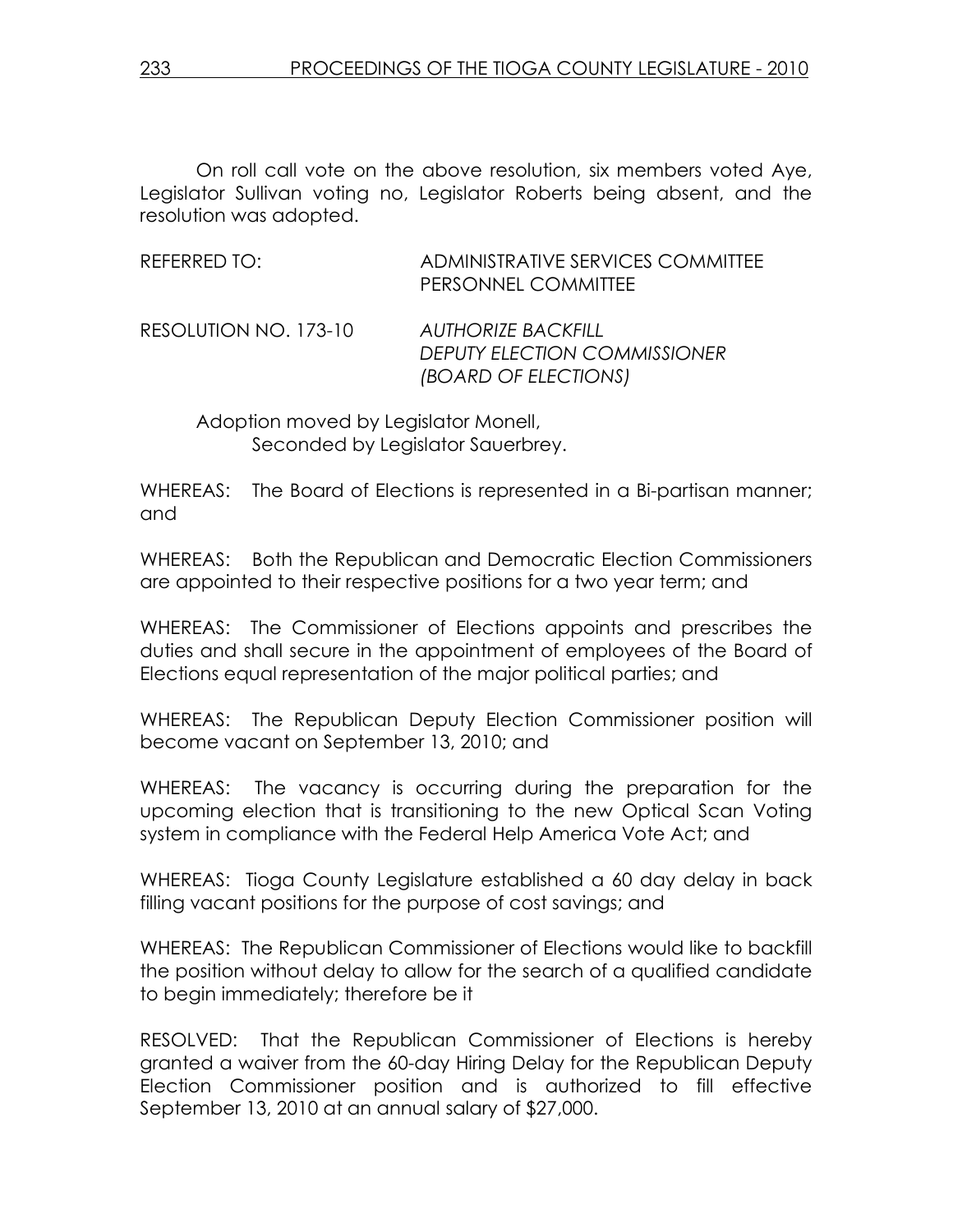On roll call vote on the above resolution, six members voted Aye, Legislator Sullivan voting no, Legislator Roberts being absent, and the resolution was adopted.

REFERRED TO: ADMINISTRATIVE SERVICES COMMITTEE
PERSONNEL COMMITTEE

RESOLUTION NO. 173-10 *AUTHORIZE BACKFILL*
*DEPUTY ELECTION COMMISSIONER*
*(BOARD OF ELECTIONS)*

Adoption moved by Legislator Monell,
Seconded by Legislator Sauerbrey.

WHEREAS: The Board of Elections is represented in a Bi-partisan manner; and

WHEREAS: Both the Republican and Democratic Election Commissioners are appointed to their respective positions for a two year term; and

WHEREAS: The Commissioner of Elections appoints and prescribes the duties and shall secure in the appointment of employees of the Board of Elections equal representation of the major political parties; and

WHEREAS: The Republican Deputy Election Commissioner position will become vacant on September 13, 2010; and

WHEREAS: The vacancy is occurring during the preparation for the upcoming election that is transitioning to the new Optical Scan Voting system in compliance with the Federal Help America Vote Act; and

WHEREAS: Tioga County Legislature established a 60 day delay in back filling vacant positions for the purpose of cost savings; and

WHEREAS: The Republican Commissioner of Elections would like to backfill the position without delay to allow for the search of a qualified candidate to begin immediately; therefore be it

RESOLVED: That the Republican Commissioner of Elections is hereby granted a waiver from the 60-day Hiring Delay for the Republican Deputy Election Commissioner position and is authorized to fill effective September 13, 2010 at an annual salary of $27,000.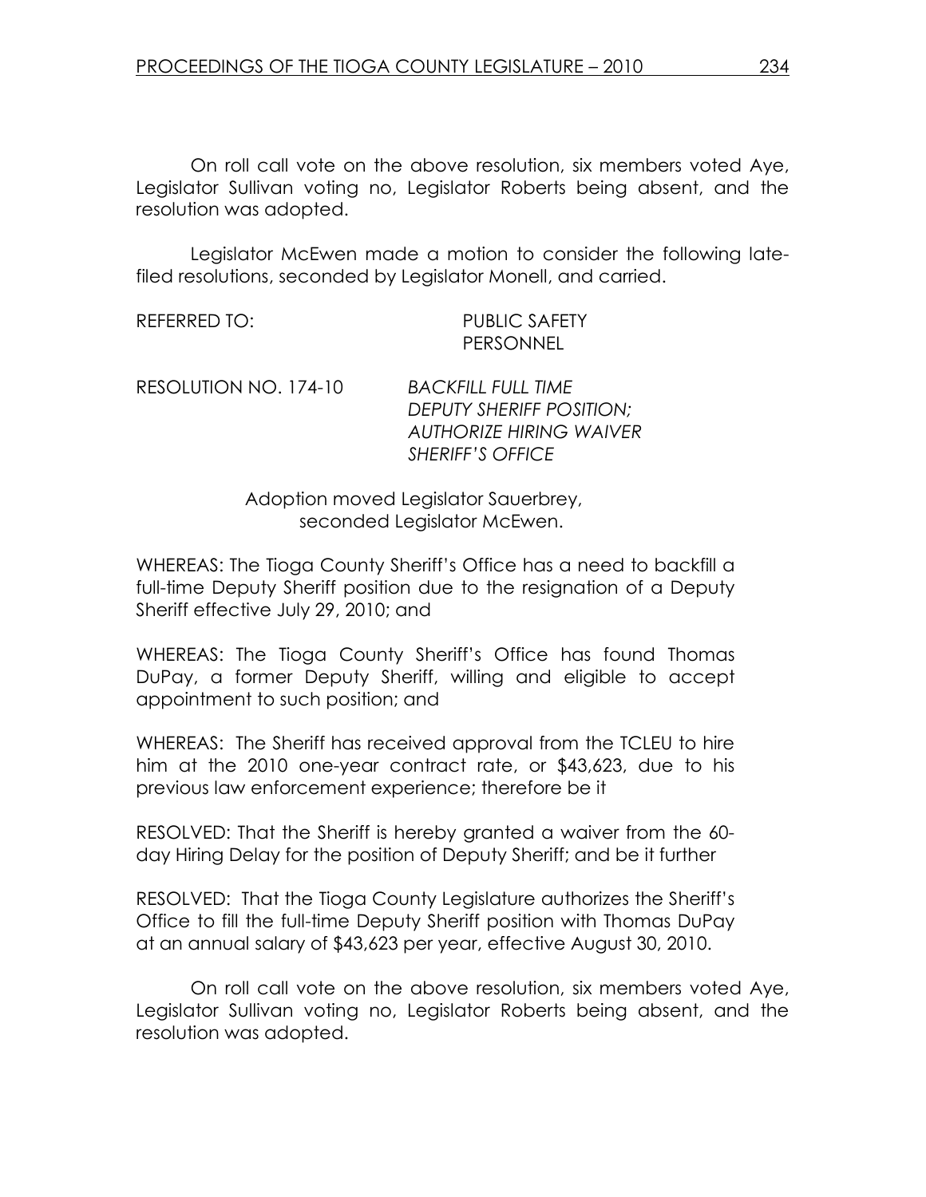On roll call vote on the above resolution, six members voted Aye, Legislator Sullivan voting no, Legislator Roberts being absent, and the resolution was adopted.

Legislator McEwen made a motion to consider the following late-filed resolutions, seconded by Legislator Monell, and carried.

REFERRED TO: PUBLIC SAFETY
PERSONNEL

RESOLUTION NO. 174-10 *BACKFILL FULL TIME DEPUTY SHERIFF POSITION; AUTHORIZE HIRING WAIVER SHERIFF'S OFFICE*

Adoption moved Legislator Sauerbrey, seconded Legislator McEwen.

WHEREAS: The Tioga County Sheriff's Office has a need to backfill a full-time Deputy Sheriff position due to the resignation of a Deputy Sheriff effective July 29, 2010; and

WHEREAS: The Tioga County Sheriff's Office has found Thomas DuPay, a former Deputy Sheriff, willing and eligible to accept appointment to such position; and

WHEREAS: The Sheriff has received approval from the TCLEU to hire him at the 2010 one-year contract rate, or $43,623, due to his previous law enforcement experience; therefore be it

RESOLVED: That the Sheriff is hereby granted a waiver from the 60-day Hiring Delay for the position of Deputy Sheriff; and be it further

RESOLVED: That the Tioga County Legislature authorizes the Sheriff's Office to fill the full-time Deputy Sheriff position with Thomas DuPay at an annual salary of $43,623 per year, effective August 30, 2010.

On roll call vote on the above resolution, six members voted Aye, Legislator Sullivan voting no, Legislator Roberts being absent, and the resolution was adopted.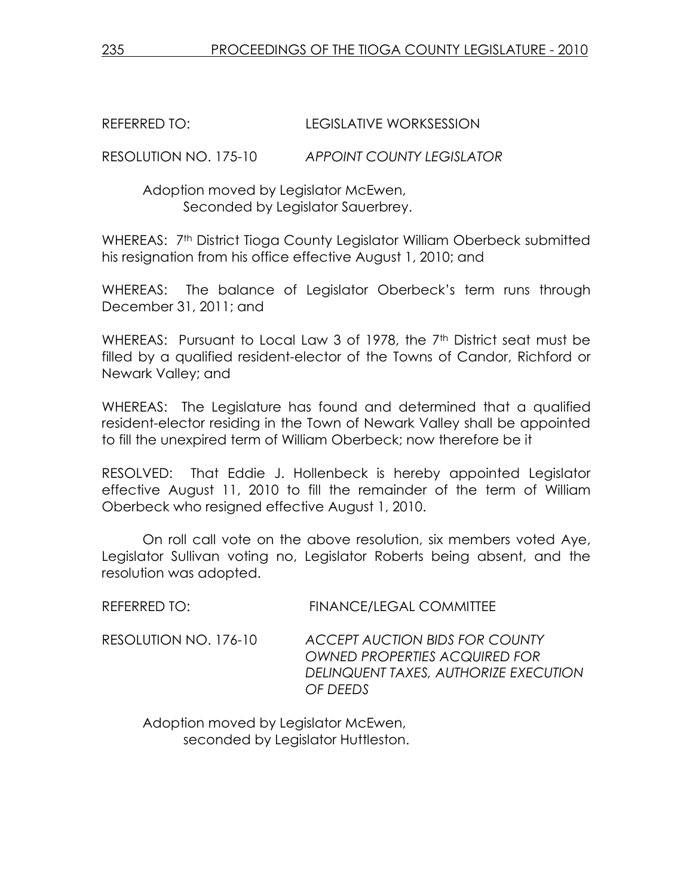REFERRED TO: LEGISLATIVE WORKSESSION

RESOLUTION NO. 175-10 *APPOINT COUNTY LEGISLATOR*

Adoption moved by Legislator McEwen,
Seconded by Legislator Sauerbrey.

WHEREAS: 7th District Tioga County Legislator William Oberbeck submitted his resignation from his office effective August 1, 2010; and

WHEREAS: The balance of Legislator Oberbeck's term runs through December 31, 2011; and

WHEREAS: Pursuant to Local Law 3 of 1978, the 7th District seat must be filled by a qualified resident-elector of the Towns of Candor, Richford or Newark Valley; and

WHEREAS: The Legislature has found and determined that a qualified resident-elector residing in the Town of Newark Valley shall be appointed to fill the unexpired term of William Oberbeck; now therefore be it

RESOLVED: That Eddie J. Hollenbeck is hereby appointed Legislator effective August 11, 2010 to fill the remainder of the term of William Oberbeck who resigned effective August 1, 2010.

On roll call vote on the above resolution, six members voted Aye, Legislator Sullivan voting no, Legislator Roberts being absent, and the resolution was adopted.

REFERRED TO: FINANCE/LEGAL COMMITTEE

RESOLUTION NO. 176-10 *ACCEPT AUCTION BIDS FOR COUNTY OWNED PROPERTIES ACQUIRED FOR DELINQUENT TAXES, AUTHORIZE EXECUTION OF DEEDS*

Adoption moved by Legislator McEwen,
seconded by Legislator Huttleston.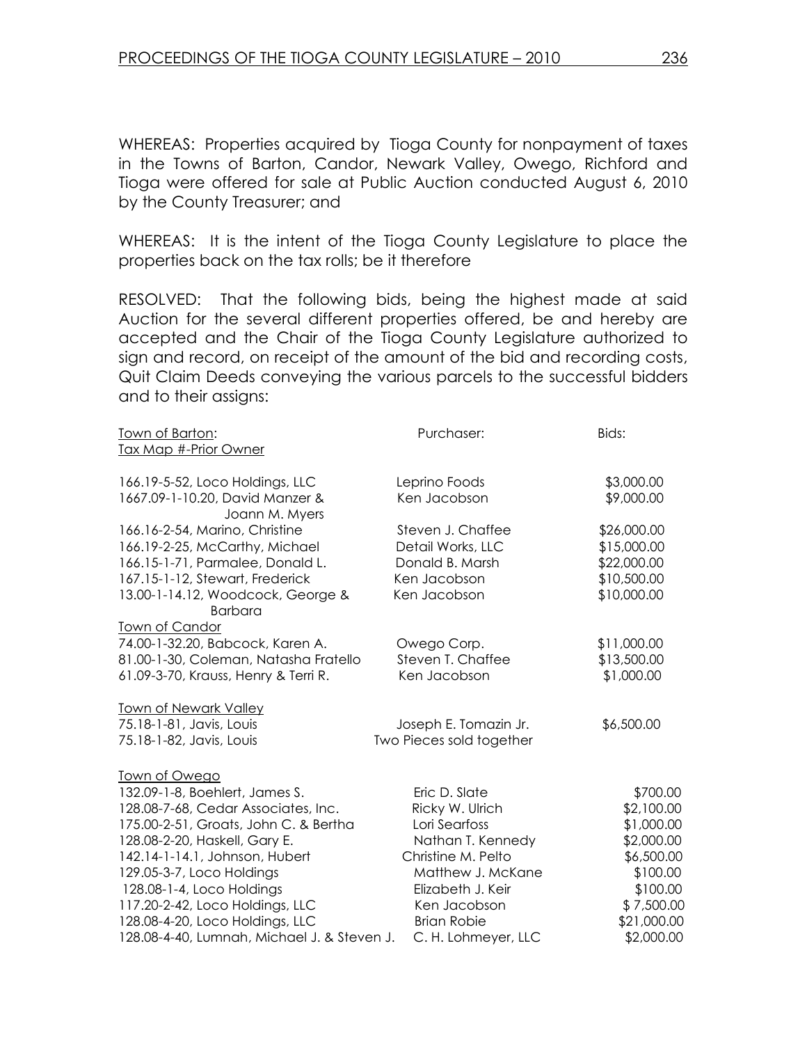WHEREAS: Properties acquired by Tioga County for nonpayment of taxes in the Towns of Barton, Candor, Newark Valley, Owego, Richford and Tioga were offered for sale at Public Auction conducted August 6, 2010 by the County Treasurer; and

WHEREAS: It is the intent of the Tioga County Legislature to place the properties back on the tax rolls; be it therefore

RESOLVED: That the following bids, being the highest made at said Auction for the several different properties offered, be and hereby are accepted and the Chair of the Tioga County Legislature authorized to sign and record, on receipt of the amount of the bid and recording costs, Quit Claim Deeds conveying the various parcels to the successful bidders and to their assigns:

| Town of Barton: Tax Map #-Prior Owner | Purchaser: | Bids: |
|---|---|---|
| 166.19-5-52, Loco Holdings, LLC | Leprino Foods | $3,000.00 |
| 1667.09-1-10.20, David Manzer & Joann M. Myers | Ken Jacobson | $9,000.00 |
| 166.16-2-54, Marino, Christine | Steven J. Chaffee | $26,000.00 |
| 166.19-2-25, McCarthy, Michael | Detail Works, LLC | $15,000.00 |
| 166.15-1-71, Parmalee, Donald L. | Donald B. Marsh | $22,000.00 |
| 167.15-1-12, Stewart, Frederick | Ken Jacobson | $10,500.00 |
| 13.00-1-14.12, Woodcock, George & Barbara | Ken Jacobson | $10,000.00 |
| **Town of Candor** | | |
| 74.00-1-32.20, Babcock, Karen A. | Owego Corp. | $11,000.00 |
| 81.00-1-30, Coleman, Natasha Fratello | Steven T. Chaffee | $13,500.00 |
| 61.09-3-70, Krauss, Henry & Terri R. | Ken Jacobson | $1,000.00 |
| **Town of Newark Valley** | | |
| 75.18-1-81, Javis, Louis | Joseph E. Tomazin Jr. | $6,500.00 |
| 75.18-1-82, Javis, Louis | Two Pieces sold together | |
| **Town of Owego** | | |
| 132.09-1-8, Boehlert, James S. | Eric D. Slate | $700.00 |
| 128.08-7-68, Cedar Associates, Inc. | Ricky W. Ulrich | $2,100.00 |
| 175.00-2-51, Groats, John C. & Bertha | Lori Searfoss | $1,000.00 |
| 128.08-2-20, Haskell, Gary E. | Nathan T. Kennedy | $2,000.00 |
| 142.14-1-14.1, Johnson, Hubert | Christine M. Pelto | $6,500.00 |
| 129.05-3-7, Loco Holdings | Matthew J. McKane | $100.00 |
| 128.08-1-4, Loco Holdings | Elizabeth J. Keir | $100.00 |
| 117.20-2-42, Loco Holdings, LLC | Ken Jacobson | $ 7,500.00 |
| 128.08-4-20, Loco Holdings, LLC | Brian Robie | $21,000.00 |
| 128.08-4-40, Lumnah, Michael J. & Steven J. | C. H. Lohmeyer, LLC | $2,000.00 |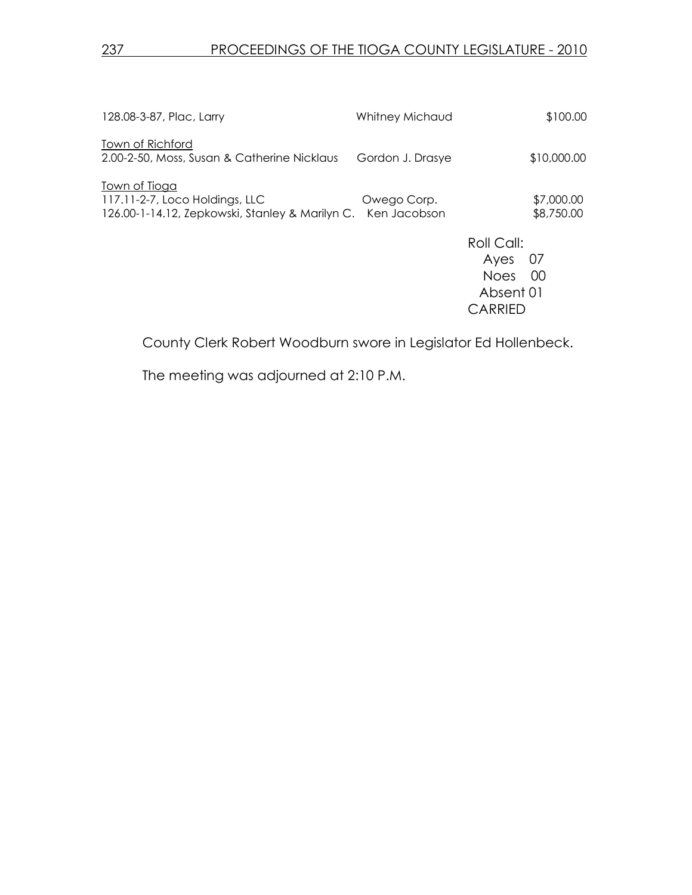| | | |
|---|---|---|
| 128.08-3-87, Plac, Larry | Whitney Michaud | \$100.00 |
| Town of Richford | | |
| 2.00-2-50, Moss, Susan & Catherine Nicklaus | Gordon J. Drasye | \$10,000.00 |
| Town of Tioga | | |
| 117.11-2-7, Loco Holdings, LLC | Owego Corp. | \$7,000.00 |
| 126.00-1-14.12, Zepkowski, Stanley & Marilyn C. | Ken Jacobson | \$8,750.00 |

Roll Call:
Ayes 07
Noes 00
Absent 01
CARRIED

County Clerk Robert Woodburn swore in Legislator Ed Hollenbeck.

The meeting was adjourned at 2:10 P.M.